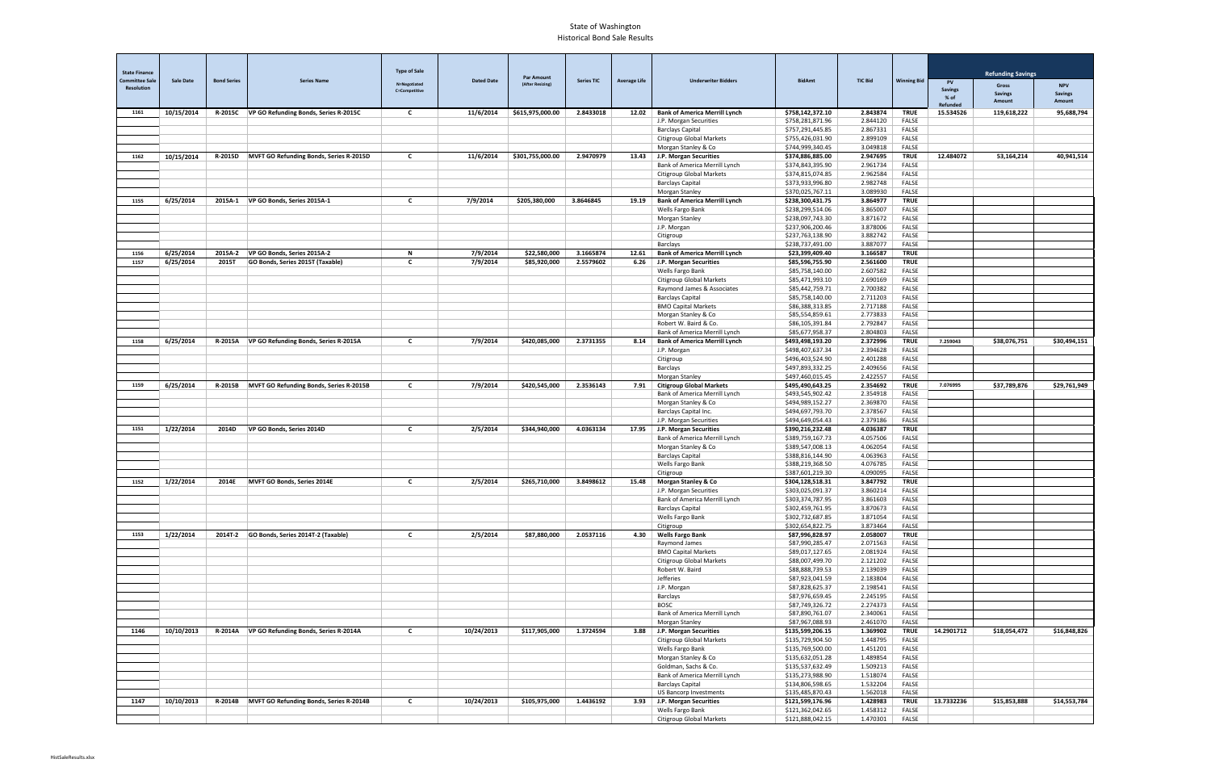# State of Washington
## Historical Bond Sale Results

| State Finance Committee Sale Resolution | Sale Date | Bond Series | Series Name | Type of Sale N=Negotiated C=Competitive | Dated Date | Par Amount (After Resizing) | Series TIC | Average Life | Underwriter Bidders | BidAmt | TIC Bid | Winning Bid | Refunding Savings | | |
|---|---|---|---|---|---|---|---|---|---|---|---|---|---|---|---|
| | | | | | | | | | | | | | PV Savings % of Refunded | Gross Savings Amount | NPV Savings Amount |
| 1161 | 10/15/2014 | R-2015C | VP GO Refunding Bonds, Series R-2015C | C | 11/6/2014 | $615,975,000.00 | 2.8433018 | 12.02 | **Bank of America Merrill Lynch** | $758,142,372.10 | 2.843874 | TRUE | 15.534526 | 119,618,222 | 95,688,794 |
| | | | | | | | | | J.P. Morgan Securities | $758,281,871.96 | 2.844120 | FALSE | | | |
| | | | | | | | | | Barclays Capital | $757,291,445.85 | 2.867331 | FALSE | | | |
| | | | | | | | | | Citigroup Global Markets | $755,426,031.90 | 2.899109 | FALSE | | | |
| | | | | | | | | | Morgan Stanley & Co | $744,999,340.45 | 3.049818 | FALSE | | | |
| 1162 | 10/15/2014 | R-2015D | MVFT GO Refunding Bonds, Series R-2015D | C | 11/6/2014 | $301,755,000.00 | 2.9470979 | 13.43 | **J.P. Morgan Securities** | $374,886,885.00 | 2.947695 | TRUE | 12.484072 | 53,164,214 | 40,941,514 |
| | | | | | | | | | Bank of America Merrill Lynch | $374,843,395.90 | 2.961734 | FALSE | | | |
| | | | | | | | | | Citigroup Global Markets | $374,815,074.85 | 2.962584 | FALSE | | | |
| | | | | | | | | | Barclays Capital | $373,933,996.80 | 2.982748 | FALSE | | | |
| | | | | | | | | | Morgan Stanley | $370,025,767.11 | 3.089930 | FALSE | | | |
| 1155 | 6/25/2014 | 2015A-1 | VP GO Bonds, Series 2015A-1 | C | 7/9/2014 | $205,380,000 | 3.8646845 | 19.19 | **Bank of America Merrill Lynch** | $238,300,431.75 | 3.864977 | TRUE | | | |
| | | | | | | | | | Wells Fargo Bank | $238,299,514.06 | 3.865007 | FALSE | | | |
| | | | | | | | | | Morgan Stanley | $238,097,743.30 | 3.871672 | FALSE | | | |
| | | | | | | | | | J.P. Morgan | $237,906,200.46 | 3.878006 | FALSE | | | |
| | | | | | | | | | Citigroup | $237,763,138.90 | 3.882742 | FALSE | | | |
| | | | | | | | | | Barclays | $238,737,491.00 | 3.887077 | FALSE | | | |
| 1156 | 6/25/2014 | 2015A-2 | VP GO Bonds, Series 2015A-2 | N | 7/9/2014 | $22,580,000 | 3.1665874 | 12.61 | **Bank of America Merrill Lynch** | $23,399,409.40 | 3.166587 | TRUE | | | |
| 1157 | 6/25/2014 | 2015T | GO Bonds, Series 2015T (Taxable) | C | 7/9/2014 | $85,920,000 | 2.5579602 | 6.26 | **J.P. Morgan Securities** | $85,596,755.90 | 2.561600 | TRUE | | | |
| | | | | | | | | | Wells Fargo Bank | $85,758,140.00 | 2.607582 | FALSE | | | |
| | | | | | | | | | Citigroup Global Markets | $85,471,993.10 | 2.690169 | FALSE | | | |
| | | | | | | | | | Raymond James & Associates | $85,442,759.71 | 2.700382 | FALSE | | | |
| | | | | | | | | | Barclays Capital | $85,758,140.00 | 2.711203 | FALSE | | | |
| | | | | | | | | | BMO Capital Markets | $86,388,313.85 | 2.717188 | FALSE | | | |
| | | | | | | | | | Morgan Stanley & Co | $85,554,859.61 | 2.773833 | FALSE | | | |
| | | | | | | | | | Robert W. Baird & Co. | $86,105,391.84 | 2.792847 | FALSE | | | |
| | | | | | | | | | Bank of America Merrill Lynch | $85,677,958.37 | 2.804803 | FALSE | | | |
| 1158 | 6/25/2014 | R-2015A | VP GO Refunding Bonds, Series R-2015A | C | 7/9/2014 | $420,085,000 | 2.3731355 | 8.14 | **Bank of America Merrill Lynch** | $493,498,193.20 | 2.372996 | TRUE | 7.259043 | $38,076,751 | $30,494,151 |
| | | | | | | | | | J.P. Morgan | $498,407,637.34 | 2.394628 | FALSE | | | |
| | | | | | | | | | Citigroup | $496,403,524.90 | 2.401288 | FALSE | | | |
| | | | | | | | | | Barclays | $497,893,332.25 | 2.409656 | FALSE | | | |
| | | | | | | | | | Morgan Stanley | $497,460,015.45 | 2.422557 | FALSE | | | |
| 1159 | 6/25/2014 | R-2015B | MVFT GO Refunding Bonds, Series R-2015B | C | 7/9/2014 | $420,545,000 | 2.3536143 | 7.91 | **Citigroup Global Markets** | $495,490,643.25 | 2.354692 | TRUE | 7.076995 | $37,789,876 | $29,761,949 |
| | | | | | | | | | Bank of America Merrill Lynch | $493,545,902.42 | 2.354918 | FALSE | | | |
| | | | | | | | | | Morgan Stanley & Co | $494,989,152.27 | 2.369870 | FALSE | | | |
| | | | | | | | | | Barclays Capital Inc. | $494,697,793.70 | 2.378567 | FALSE | | | |
| | | | | | | | | | J.P. Morgan Securities | $494,649,054.43 | 2.379186 | FALSE | | | |
| 1151 | 1/22/2014 | 2014D | VP GO Bonds, Series 2014D | C | 2/5/2014 | $344,940,000 | 4.0363134 | 17.95 | **J.P. Morgan Securities** | $390,216,232.48 | 4.036387 | TRUE | | | |
| | | | | | | | | | Bank of America Merrill Lynch | $389,759,167.73 | 4.057506 | FALSE | | | |
| | | | | | | | | | Morgan Stanley & Co | $389,547,008.13 | 4.062054 | FALSE | | | |
| | | | | | | | | | Barclays Capital | $388,816,144.90 | 4.063963 | FALSE | | | |
| | | | | | | | | | Wells Fargo Bank | $388,219,368.50 | 4.076785 | FALSE | | | |
| | | | | | | | | | Citigroup | $387,601,219.30 | 4.090095 | FALSE | | | |
| 1152 | 1/22/2014 | 2014E | MVFT GO Bonds, Series 2014E | C | 2/5/2014 | $265,710,000 | 3.8498612 | 15.48 | **Morgan Stanley & Co** | $304,128,518.31 | 3.847792 | TRUE | | | |
| | | | | | | | | | J.P. Morgan Securities | $303,025,091.37 | 3.860214 | FALSE | | | |
| | | | | | | | | | Bank of America Merrill Lynch | $303,374,787.95 | 3.861603 | FALSE | | | |
| | | | | | | | | | Barclays Capital | $302,459,761.95 | 3.870673 | FALSE | | | |
| | | | | | | | | | Wells Fargo Bank | $302,732,687.85 | 3.871054 | FALSE | | | |
| | | | | | | | | | Citigroup | $302,654,822.75 | 3.873464 | FALSE | | | |
| 1153 | 1/22/2014 | 2014T-2 | GO Bonds, Series 2014T-2 (Taxable) | C | 2/5/2014 | $87,880,000 | 2.0537116 | 4.30 | **Wells Fargo Bank** | $87,996,828.97 | 2.058007 | TRUE | | | |
| | | | | | | | | | Raymond James | $87,990,285.47 | 2.071563 | FALSE | | | |
| | | | | | | | | | BMO Capital Markets | $89,017,127.65 | 2.081924 | FALSE | | | |
| | | | | | | | | | Citigroup Global Markets | $88,007,499.70 | 2.121202 | FALSE | | | |
| | | | | | | | | | Robert W. Baird | $88,888,739.53 | 2.139039 | FALSE | | | |
| | | | | | | | | | Jefferies | $87,923,041.59 | 2.183804 | FALSE | | | |
| | | | | | | | | | J.P. Morgan | $87,828,625.37 | 2.198541 | FALSE | | | |
| | | | | | | | | | Barclays | $87,976,659.45 | 2.245195 | FALSE | | | |
| | | | | | | | | | BOSC | $87,749,326.72 | 2.274373 | FALSE | | | |
| | | | | | | | | | Bank of America Merrill Lynch | $87,890,761.07 | 2.340061 | FALSE | | | |
| | | | | | | | | | Morgan Stanley | $87,967,088.93 | 2.461070 | FALSE | | | |
| 1146 | 10/10/2013 | R-2014A | VP GO Refunding Bonds, Series R-2014A | C | 10/24/2013 | $117,905,000 | 1.3724594 | 3.88 | **J.P. Morgan Securities** | $135,599,206.15 | 1.369902 | TRUE | 14.2901712 | $18,054,472 | $16,848,826 |
| | | | | | | | | | Citigroup Global Markets | $135,729,904.50 | 1.448795 | FALSE | | | |
| | | | | | | | | | Wells Fargo Bank | $135,769,500.00 | 1.451201 | FALSE | | | |
| | | | | | | | | | Morgan Stanley & Co | $135,632,051.28 | 1.489854 | FALSE | | | |
| | | | | | | | | | Goldman, Sachs & Co. | $135,537,632.49 | 1.509213 | FALSE | | | |
| | | | | | | | | | Bank of America Merrill Lynch | $135,273,988.90 | 1.518074 | FALSE | | | |
| | | | | | | | | | Barclays Capital | $134,806,598.65 | 1.532204 | FALSE | | | |
| | | | | | | | | | US Bancorp Investments | $135,485,870.43 | 1.562018 | FALSE | | | |
| 1147 | 10/10/2013 | R-2014B | MVFT GO Refunding Bonds, Series R-2014B | C | 10/24/2013 | $105,975,000 | 1.4436192 | 3.93 | **J.P. Morgan Securities** | $121,599,176.96 | 1.428983 | TRUE | 13.7332236 | $15,853,888 | $14,553,784 |
| | | | | | | | | | Wells Fargo Bank | $121,362,042.65 | 1.458312 | FALSE | | | |
| | | | | | | | | | Citigroup Global Markets | $121,888,042.15 | 1.470301 | FALSE | | | |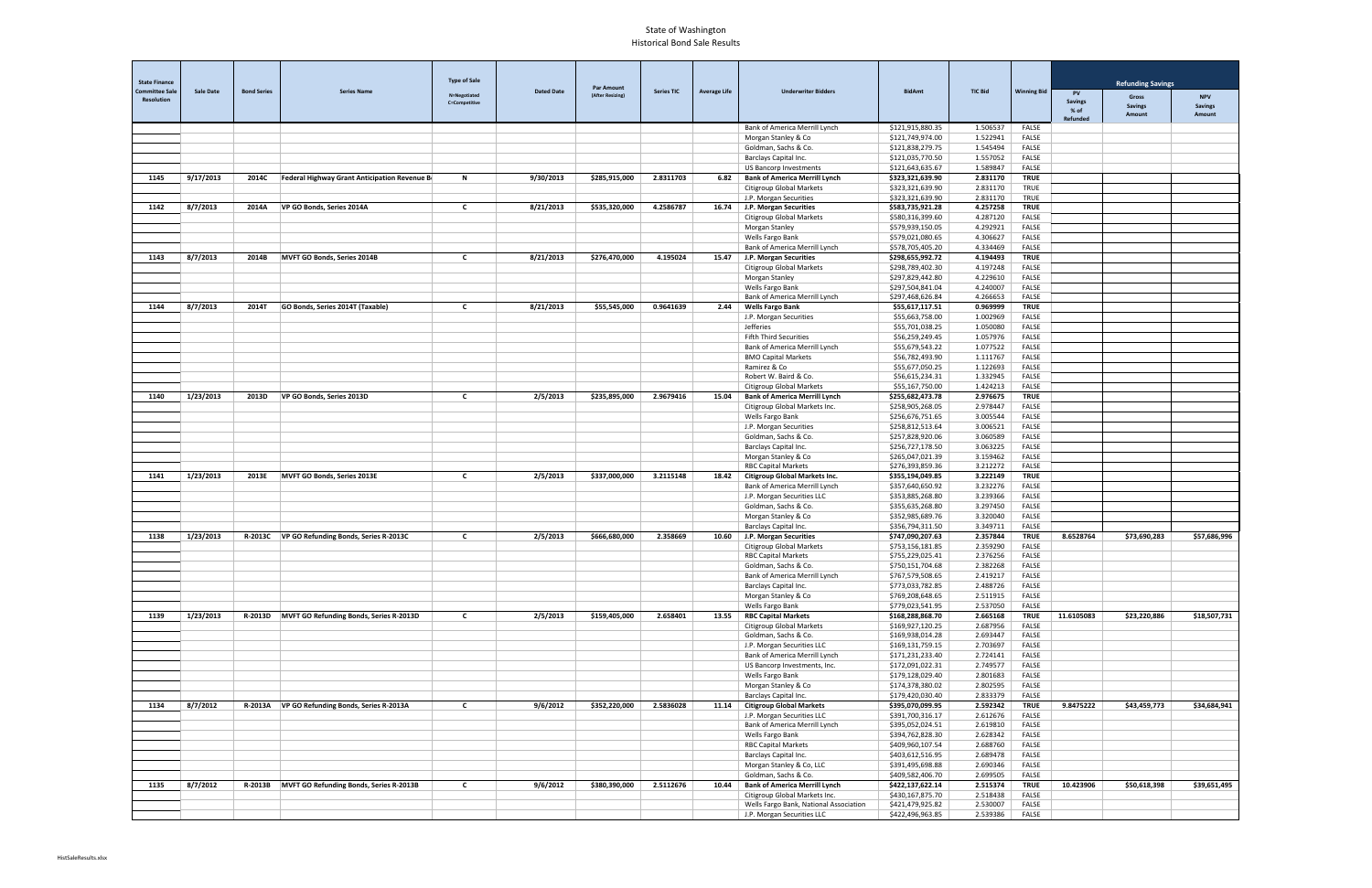# State of Washington
## Historical Bond Sale Results

| State Finance Committee Sale Resolution | Sale Date | Bond Series | Series Name | Type of Sale N=Negotiated C=Competitive | Dated Date | Par Amount (After Resizing) | Series TIC | Average Life | Underwriter Bidders | BidAmt | TIC Bid | Winning Bid | Refunding Savings | | |
|---|---|---|---|---|---|---|---|---|---|---|---|---|---|---|---|
| | | | | | | | | | | | | | PV Savings % of Refunded | Gross Savings Amount | NPV Savings Amount |
| | | | | | | | | | Bank of America Merrill Lynch | $121,915,880.35 | 1.506537 | FALSE | | | |
| | | | | | | | | | Morgan Stanley & Co | $121,749,974.00 | 1.522941 | FALSE | | | |
| | | | | | | | | | Goldman, Sachs & Co. | $121,838,279.75 | 1.545494 | FALSE | | | |
| | | | | | | | | | Barclays Capital Inc. | $121,035,770.50 | 1.557052 | FALSE | | | |
| | | | | | | | | | US Bancorp Investments | $121,643,635.67 | 1.589847 | FALSE | | | |
| 1145 | 9/17/2013 | 2014C | Federal Highway Grant Anticipation Revenue B | N | 9/30/2013 | $285,915,000 | 2.8311703 | 6.82 | **Bank of America Merrill Lynch** | **$323,321,639.90** | **2.831170** | **TRUE** | | | |
| | | | | | | | | | Citigroup Global Markets | $323,321,639.90 | 2.831170 | TRUE | | | |
| | | | | | | | | | J.P. Morgan Securities | $323,321,639.90 | 2.831170 | TRUE | | | |
| 1142 | 8/7/2013 | 2014A | VP GO Bonds, Series 2014A | C | 8/21/2013 | $535,320,000 | 4.2586787 | 16.74 | **J.P. Morgan Securities** | **$583,735,921.28** | **4.257258** | **TRUE** | | | |
| | | | | | | | | | Citigroup Global Markets | $580,316,399.60 | 4.287120 | FALSE | | | |
| | | | | | | | | | Morgan Stanley | $579,939,150.05 | 4.292921 | FALSE | | | |
| | | | | | | | | | Wells Fargo Bank | $579,021,080.65 | 4.306627 | FALSE | | | |
| | | | | | | | | | Bank of America Merrill Lynch | $578,705,405.20 | 4.334469 | FALSE | | | |
| 1143 | 8/7/2013 | 2014B | MVFT GO Bonds, Series 2014B | C | 8/21/2013 | $276,470,000 | 4.195024 | 15.47 | **J.P. Morgan Securities** | **$298,655,992.72** | **4.194493** | **TRUE** | | | |
| | | | | | | | | | Citigroup Global Markets | $298,789,402.30 | 4.197248 | FALSE | | | |
| | | | | | | | | | Morgan Stanley | $297,829,442.80 | 4.229610 | FALSE | | | |
| | | | | | | | | | Wells Fargo Bank | $297,504,841.04 | 4.240007 | FALSE | | | |
| | | | | | | | | | Bank of America Merrill Lynch | $297,468,626.84 | 4.266653 | FALSE | | | |
| 1144 | 8/7/2013 | 2014T | GO Bonds, Series 2014T (Taxable) | C | 8/21/2013 | $55,545,000 | 0.9641639 | 2.44 | **Wells Fargo Bank** | **$55,617,117.51** | **0.969999** | **TRUE** | | | |
| | | | | | | | | | J.P. Morgan Securities | $55,663,758.00 | 1.002969 | FALSE | | | |
| | | | | | | | | | Jefferies | $55,701,038.25 | 1.050080 | FALSE | | | |
| | | | | | | | | | Fifth Third Securities | $56,259,249.45 | 1.057976 | FALSE | | | |
| | | | | | | | | | Bank of America Merrill Lynch | $55,679,543.22 | 1.077522 | FALSE | | | |
| | | | | | | | | | BMO Capital Markets | $56,782,493.90 | 1.111767 | FALSE | | | |
| | | | | | | | | | Ramirez & Co | $55,677,050.25 | 1.122693 | FALSE | | | |
| | | | | | | | | | Robert W. Baird & Co. | $56,615,234.31 | 1.332945 | FALSE | | | |
| | | | | | | | | | Citigroup Global Markets | $55,167,750.00 | 1.424213 | FALSE | | | |
| 1140 | 1/23/2013 | 2013D | VP GO Bonds, Series 2013D | C | 2/5/2013 | $235,895,000 | 2.9679416 | 15.04 | **Bank of America Merrill Lynch** | **$255,682,473.78** | **2.976675** | **TRUE** | | | |
| | | | | | | | | | Citigroup Global Markets Inc. | $258,905,268.05 | 2.978447 | FALSE | | | |
| | | | | | | | | | Wells Fargo Bank | $256,676,751.65 | 3.005544 | FALSE | | | |
| | | | | | | | | | J.P. Morgan Securities | $258,812,513.64 | 3.006521 | FALSE | | | |
| | | | | | | | | | Goldman, Sachs & Co. | $257,828,920.06 | 3.060589 | FALSE | | | |
| | | | | | | | | | Barclays Capital Inc. | $256,727,178.50 | 3.063225 | FALSE | | | |
| | | | | | | | | | Morgan Stanley & Co | $265,047,021.39 | 3.159462 | FALSE | | | |
| | | | | | | | | | RBC Capital Markets | $276,393,859.36 | 3.212272 | FALSE | | | |
| 1141 | 1/23/2013 | 2013E | MVFT GO Bonds, Series 2013E | C | 2/5/2013 | $337,000,000 | 3.2115148 | 18.42 | **Citigroup Global Markets Inc.** | **$355,194,049.85** | **3.222149** | **TRUE** | | | |
| | | | | | | | | | Bank of America Merrill Lynch | $357,640,650.92 | 3.232276 | FALSE | | | |
| | | | | | | | | | J.P. Morgan Securities LLC | $353,885,268.80 | 3.239366 | FALSE | | | |
| | | | | | | | | | Goldman, Sachs & Co. | $355,635,268.80 | 3.297450 | FALSE | | | |
| | | | | | | | | | Morgan Stanley & Co | $352,985,689.76 | 3.320040 | FALSE | | | |
| | | | | | | | | | Barclays Capital Inc. | $356,794,311.50 | 3.349711 | FALSE | | | |
| 1138 | 1/23/2013 | R-2013C | VP GO Refunding Bonds, Series R-2013C | C | 2/5/2013 | $666,680,000 | 2.358669 | 10.60 | **J.P. Morgan Securities** | **$747,090,207.63** | **2.357844** | **TRUE** | 8.6528764 | $73,690,283 | $57,686,996 |
| | | | | | | | | | Citigroup Global Markets | $753,156,181.85 | 2.359290 | FALSE | | | |
| | | | | | | | | | RBC Capital Markets | $755,229,025.41 | 2.376256 | FALSE | | | |
| | | | | | | | | | Goldman, Sachs & Co. | $750,151,704.68 | 2.382268 | FALSE | | | |
| | | | | | | | | | Bank of America Merrill Lynch | $767,579,508.65 | 2.419217 | FALSE | | | |
| | | | | | | | | | Barclays Capital Inc. | $773,033,782.85 | 2.488726 | FALSE | | | |
| | | | | | | | | | Morgan Stanley & Co | $769,208,648.65 | 2.511915 | FALSE | | | |
| | | | | | | | | | Wells Fargo Bank | $779,023,541.95 | 2.537050 | FALSE | | | |
| 1139 | 1/23/2013 | R-2013D | MVFT GO Refunding Bonds, Series R-2013D | C | 2/5/2013 | $159,405,000 | 2.658401 | 13.55 | **RBC Capital Markets** | **$168,288,868.70** | **2.665168** | **TRUE** | 11.6105083 | $23,220,886 | $18,507,731 |
| | | | | | | | | | Citigroup Global Markets | $169,927,120.25 | 2.687956 | FALSE | | | |
| | | | | | | | | | Goldman, Sachs & Co. | $169,938,014.28 | 2.693447 | FALSE | | | |
| | | | | | | | | | J.P. Morgan Securities LLC | $169,131,759.15 | 2.703697 | FALSE | | | |
| | | | | | | | | | Bank of America Merrill Lynch | $171,231,233.40 | 2.724141 | FALSE | | | |
| | | | | | | | | | US Bancorp Investments, Inc. | $172,091,022.31 | 2.749577 | FALSE | | | |
| | | | | | | | | | Wells Fargo Bank | $179,128,029.40 | 2.801683 | FALSE | | | |
| | | | | | | | | | Morgan Stanley & Co | $174,378,380.02 | 2.802595 | FALSE | | | |
| | | | | | | | | | Barclays Capital Inc. | $179,420,030.40 | 2.833379 | FALSE | | | |
| 1134 | 8/7/2012 | R-2013A | VP GO Refunding Bonds, Series R-2013A | C | 9/6/2012 | $352,220,000 | 2.5836028 | 11.14 | **Citigroup Global Markets** | **$395,070,099.95** | **2.592342** | **TRUE** | 9.8475222 | $43,459,773 | $34,684,941 |
| | | | | | | | | | J.P. Morgan Securities LLC | $391,700,316.17 | 2.612676 | FALSE | | | |
| | | | | | | | | | Bank of America Merrill Lynch | $395,052,024.51 | 2.619810 | FALSE | | | |
| | | | | | | | | | Wells Fargo Bank | $394,762,828.30 | 2.628342 | FALSE | | | |
| | | | | | | | | | RBC Capital Markets | $409,960,107.54 | 2.688760 | FALSE | | | |
| | | | | | | | | | Barclays Capital Inc. | $403,612,516.95 | 2.689478 | FALSE | | | |
| | | | | | | | | | Morgan Stanley & Co, LLC | $391,495,698.88 | 2.690346 | FALSE | | | |
| | | | | | | | | | Goldman, Sachs & Co. | $409,582,406.70 | 2.699505 | FALSE | | | |
| 1135 | 8/7/2012 | R-2013B | MVFT GO Refunding Bonds, Series R-2013B | C | 9/6/2012 | $380,390,000 | 2.5112676 | 10.44 | **Bank of America Merrill Lynch** | **$422,137,622.14** | **2.515374** | **TRUE** | 10.423906 | $50,618,398 | $39,651,495 |
| | | | | | | | | | Citigroup Global Markets Inc. | $430,167,875.70 | 2.518438 | FALSE | | | |
| | | | | | | | | | Wells Fargo Bank, National Association | $421,479,925.82 | 2.530007 | FALSE | | | |
| | | | | | | | | | J.P. Morgan Securities LLC | $422,496,963.85 | 2.539386 | FALSE | | | |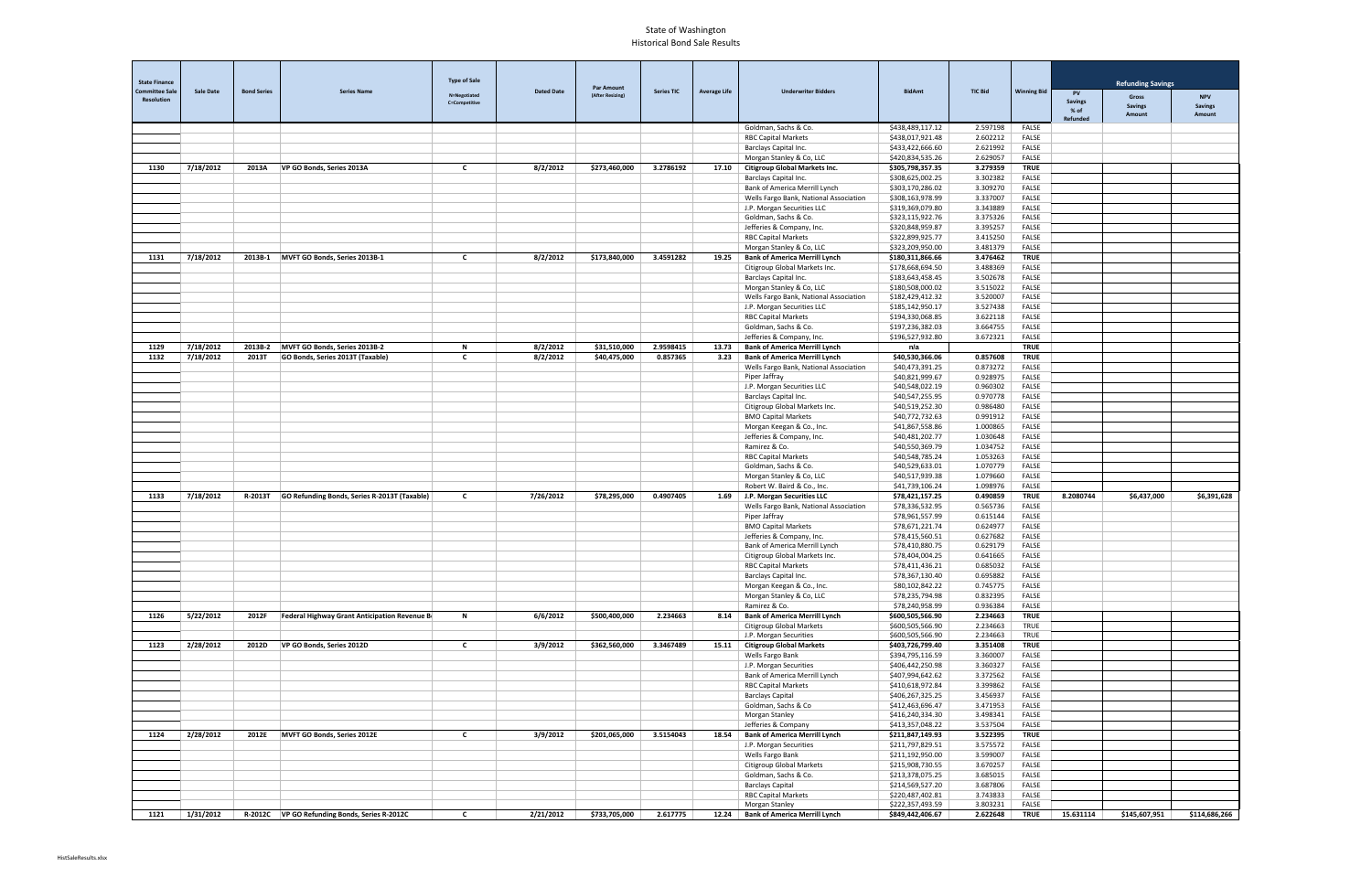# State of Washington
## Historical Bond Sale Results

| State Finance Committee Sale Resolution | Sale Date | Bond Series | Series Name | Type of Sale N=Negotiated C=Competitive | Dated Date | Par Amount (After Resizing) | Series TIC | Average Life | Underwriter Bidders | BidAmt | TIC Bid | Winning Bid | Refunding Savings | | |
|---|---|---|---|---|---|---|---|---|---|---|---|---|---|---|---|
| | | | | | | | | | | | | | PV Savings % of Refunded | Gross Savings Amount | NPV Savings Amount |
| | | | | | | | | | Goldman, Sachs & Co. | $438,489,117.12 | 2.597198 | FALSE | | | |
| | | | | | | | | | RBC Capital Markets | $438,017,921.48 | 2.602212 | FALSE | | | |
| | | | | | | | | | Barclays Capital Inc. | $433,422,666.60 | 2.621992 | FALSE | | | |
| | | | | | | | | | Morgan Stanley & Co, LLC | $420,834,535.26 | 2.629057 | FALSE | | | |
| 1130 | 7/18/2012 | 2013A | VP GO Bonds, Series 2013A | C | 8/2/2012 | $273,460,000 | 3.2786192 | 17.10 | Citigroup Global Markets Inc. | $305,798,357.35 | 3.279359 | TRUE | | | |
| | | | | | | | | | Barclays Capital Inc. | $308,625,002.25 | 3.302382 | FALSE | | | |
| | | | | | | | | | Bank of America Merrill Lynch | $303,170,286.02 | 3.309270 | FALSE | | | |
| | | | | | | | | | Wells Fargo Bank, National Association | $308,163,978.99 | 3.337007 | FALSE | | | |
| | | | | | | | | | J.P. Morgan Securities LLC | $319,369,079.80 | 3.343889 | FALSE | | | |
| | | | | | | | | | Goldman, Sachs & Co. | $323,115,922.76 | 3.375326 | FALSE | | | |
| | | | | | | | | | Jefferies & Company, Inc. | $320,848,959.87 | 3.395257 | FALSE | | | |
| | | | | | | | | | RBC Capital Markets | $322,899,925.77 | 3.415250 | FALSE | | | |
| | | | | | | | | | Morgan Stanley & Co, LLC | $323,209,950.00 | 3.481379 | FALSE | | | |
| 1131 | 7/18/2012 | 2013B-1 | MVFT GO Bonds, Series 2013B-1 | C | 8/2/2012 | $173,840,000 | 3.4591282 | 19.25 | Bank of America Merrill Lynch | $180,311,866.66 | 3.476462 | TRUE | | | |
| | | | | | | | | | Citigroup Global Markets Inc. | $178,668,694.50 | 3.488369 | FALSE | | | |
| | | | | | | | | | Barclays Capital Inc. | $183,643,458.45 | 3.502678 | FALSE | | | |
| | | | | | | | | | Morgan Stanley & Co, LLC | $180,508,000.02 | 3.515022 | FALSE | | | |
| | | | | | | | | | Wells Fargo Bank, National Association | $182,429,412.32 | 3.520007 | FALSE | | | |
| | | | | | | | | | J.P. Morgan Securities LLC | $185,142,950.17 | 3.527438 | FALSE | | | |
| | | | | | | | | | RBC Capital Markets | $194,330,068.85 | 3.622118 | FALSE | | | |
| | | | | | | | | | Goldman, Sachs & Co. | $197,236,382.03 | 3.664755 | FALSE | | | |
| | | | | | | | | | Jefferies & Company, Inc. | $196,527,932.80 | 3.672321 | FALSE | | | |
| 1129 | 7/18/2012 | 2013B-2 | MVFT GO Bonds, Series 2013B-2 | N | 8/2/2012 | $31,510,000 | 2.9598415 | 13.73 | Bank of America Merrill Lynch | n/a | | TRUE | | | |
| 1132 | 7/18/2012 | 2013T | GO Bonds, Series 2013T (Taxable) | C | 8/2/2012 | $40,475,000 | 0.857365 | 3.23 | Bank of America Merrill Lynch | $40,530,366.06 | 0.857608 | TRUE | | | |
| | | | | | | | | | Wells Fargo Bank, National Association | $40,473,391.25 | 0.873272 | FALSE | | | |
| | | | | | | | | | Piper Jaffray | $40,821,999.67 | 0.928975 | FALSE | | | |
| | | | | | | | | | J.P. Morgan Securities LLC | $40,548,022.19 | 0.960302 | FALSE | | | |
| | | | | | | | | | Barclays Capital Inc. | $40,547,255.95 | 0.970778 | FALSE | | | |
| | | | | | | | | | Citigroup Global Markets Inc. | $40,519,252.30 | 0.986480 | FALSE | | | |
| | | | | | | | | | BMO Capital Markets | $40,772,732.63 | 0.991912 | FALSE | | | |
| | | | | | | | | | Morgan Keegan & Co., Inc. | $41,867,558.86 | 1.000865 | FALSE | | | |
| | | | | | | | | | Jefferies & Company, Inc. | $40,481,202.77 | 1.030648 | FALSE | | | |
| | | | | | | | | | Ramirez & Co. | $40,550,369.79 | 1.034752 | FALSE | | | |
| | | | | | | | | | RBC Capital Markets | $40,548,785.24 | 1.053263 | FALSE | | | |
| | | | | | | | | | Goldman, Sachs & Co. | $40,529,633.01 | 1.070779 | FALSE | | | |
| | | | | | | | | | Morgan Stanley & Co, LLC | $40,517,939.38 | 1.079660 | FALSE | | | |
| | | | | | | | | | Robert W. Baird & Co., Inc. | $41,739,106.24 | 1.098976 | FALSE | | | |
| 1133 | 7/18/2012 | R-2013T | GO Refunding Bonds, Series R-2013T (Taxable) | C | 7/26/2012 | $78,295,000 | 0.4907405 | 1.69 | J.P. Morgan Securities LLC | $78,421,157.25 | 0.490859 | TRUE | 8.2080744 | $6,437,000 | $6,391,628 |
| | | | | | | | | | Wells Fargo Bank, National Association | $78,336,532.95 | 0.565736 | FALSE | | | |
| | | | | | | | | | Piper Jaffray | $78,961,557.99 | 0.615144 | FALSE | | | |
| | | | | | | | | | BMO Capital Markets | $78,671,221.74 | 0.624977 | FALSE | | | |
| | | | | | | | | | Jefferies & Company, Inc. | $78,415,560.51 | 0.627682 | FALSE | | | |
| | | | | | | | | | Bank of America Merrill Lynch | $78,410,880.75 | 0.629179 | FALSE | | | |
| | | | | | | | | | Citigroup Global Markets Inc. | $78,404,004.25 | 0.641665 | FALSE | | | |
| | | | | | | | | | RBC Capital Markets | $78,411,436.21 | 0.685032 | FALSE | | | |
| | | | | | | | | | Barclays Capital Inc. | $78,367,130.40 | 0.695882 | FALSE | | | |
| | | | | | | | | | Morgan Keegan & Co., Inc. | $80,102,842.22 | 0.745775 | FALSE | | | |
| | | | | | | | | | Morgan Stanley & Co, LLC | $78,235,794.98 | 0.832395 | FALSE | | | |
| | | | | | | | | | Ramirez & Co. | $78,240,958.99 | 0.936384 | FALSE | | | |
| 1126 | 5/22/2012 | 2012F | Federal Highway Grant Anticipation Revenue B | N | 6/6/2012 | $500,400,000 | 2.234663 | 8.14 | Bank of America Merrill Lynch | $600,505,566.90 | 2.234663 | TRUE | | | |
| | | | | | | | | | Citigroup Global Markets | $600,505,566.90 | 2.234663 | TRUE | | | |
| | | | | | | | | | J.P. Morgan Securities | $600,505,566.90 | 2.234663 | TRUE | | | |
| 1123 | 2/28/2012 | 2012D | VP GO Bonds, Series 2012D | C | 3/9/2012 | $362,560,000 | 3.3467489 | 15.11 | Citigroup Global Markets | $403,726,799.40 | 3.351408 | TRUE | | | |
| | | | | | | | | | Wells Fargo Bank | $394,795,116.59 | 3.360007 | FALSE | | | |
| | | | | | | | | | J.P. Morgan Securities | $406,442,250.98 | 3.360327 | FALSE | | | |
| | | | | | | | | | Bank of America Merrill Lynch | $407,994,642.62 | 3.372562 | FALSE | | | |
| | | | | | | | | | RBC Capital Markets | $410,618,972.84 | 3.399862 | FALSE | | | |
| | | | | | | | | | Barclays Capital | $406,267,325.25 | 3.456937 | FALSE | | | |
| | | | | | | | | | Goldman, Sachs & Co | $412,463,696.47 | 3.471953 | FALSE | | | |
| | | | | | | | | | Morgan Stanley | $416,240,334.30 | 3.498341 | FALSE | | | |
| | | | | | | | | | Jefferies & Company | $413,357,048.22 | 3.537504 | FALSE | | | |
| 1124 | 2/28/2012 | 2012E | MVFT GO Bonds, Series 2012E | C | 3/9/2012 | $201,065,000 | 3.5154043 | 18.54 | Bank of America Merrill Lynch | $211,847,149.93 | 3.522395 | TRUE | | | |
| | | | | | | | | | J.P. Morgan Securities | $211,797,829.51 | 3.575572 | FALSE | | | |
| | | | | | | | | | Wells Fargo Bank | $211,192,950.00 | 3.599007 | FALSE | | | |
| | | | | | | | | | Citigroup Global Markets | $215,908,730.55 | 3.670257 | FALSE | | | |
| | | | | | | | | | Goldman, Sachs & Co. | $213,378,075.25 | 3.685015 | FALSE | | | |
| | | | | | | | | | Barclays Capital | $214,569,527.20 | 3.687806 | FALSE | | | |
| | | | | | | | | | RBC Capital Markets | $220,487,402.81 | 3.743833 | FALSE | | | |
| | | | | | | | | | Morgan Stanley | $222,357,493.59 | 3.803231 | FALSE | | | |
| 1121 | 1/31/2012 | R-2012C | VP GO Refunding Bonds, Series R-2012C | C | 2/21/2012 | $733,705,000 | 2.617775 | 12.24 | Bank of America Merrill Lynch | $849,442,406.67 | 2.622648 | TRUE | 15.631114 | $145,607,951 | $114,686,266 |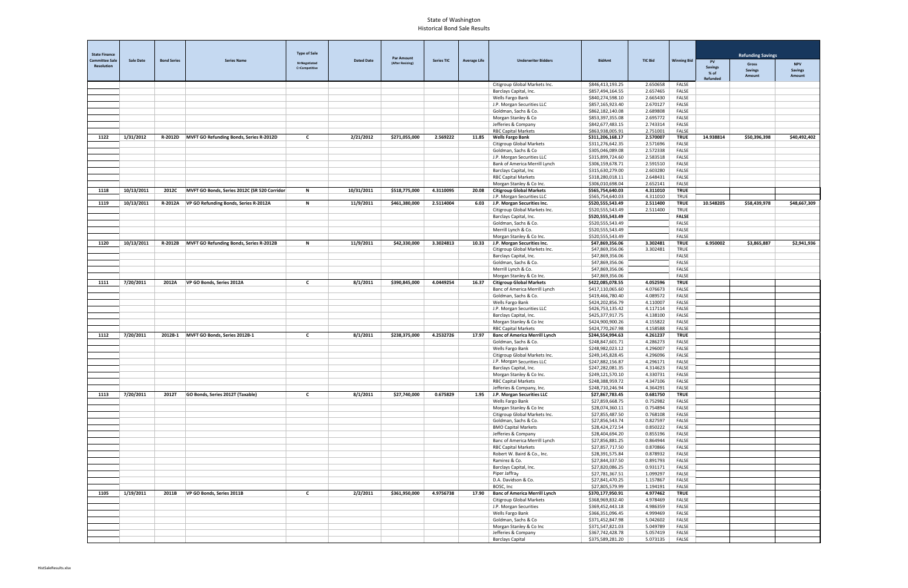# State of Washington
## Historical Bond Sale Results

| State Finance Committee Sale Resolution | Sale Date | Bond Series | Series Name | Type of Sale N=Negotiated C=Competitive | Dated Date | Par Amount (After Resizing) | Series TIC | Average Life | Underwriter Bidders | BidAmt | TIC Bid | Winning Bid | Refunding Savings | | |
|---|---|---|---|---|---|---|---|---|---|---|---|---|---|---|---|
| | | | | | | | | | | | | | PV Savings % of Refunded | Gross Savings Amount | NPV Savings Amount |
| | | | | | | | | | Citigroup Global Markets Inc. | $846,413,193.25 | 2.650658 | FALSE | | | |
| | | | | | | | | | Barclays Capital, Inc. | $857,494,164.55 | 2.657465 | FALSE | | | |
| | | | | | | | | | Wells Fargo Bank | $840,274,598.10 | 2.665430 | FALSE | | | |
| | | | | | | | | | J.P. Morgan Securities LLC | $857,165,923.40 | 2.670127 | FALSE | | | |
| | | | | | | | | | Goldman, Sachs & Co. | $862,182,140.08 | 2.689808 | FALSE | | | |
| | | | | | | | | | Morgan Stanley & Co | $853,397,355.08 | 2.695772 | FALSE | | | |
| | | | | | | | | | Jefferies & Company | $842,677,483.15 | 2.743314 | FALSE | | | |
| | | | | | | | | | RBC Capital Markets | $863,938,005.91 | 2.751001 | FALSE | | | |
| 1122 | 1/31/2012 | R-2012D | MVFT GO Refunding Bonds, Series R-2012D | C | 2/21/2012 | $271,055,000 | 2.569222 | 11.85 | **Wells Fargo Bank** | **$311,206,168.17** | **2.570007** | **TRUE** | 14.938814 | $50,396,398 | $40,492,402 |
| | | | | | | | | | Citigroup Global Markets | $311,276,642.35 | 2.571696 | FALSE | | | |
| | | | | | | | | | Goldman, Sachs & Co | $305,046,089.08 | 2.572338 | FALSE | | | |
| | | | | | | | | | J.P. Morgan Securities LLC | $315,899,724.60 | 2.583518 | FALSE | | | |
| | | | | | | | | | Bank of America Merrill Lynch | $306,159,678.71 | 2.591510 | FALSE | | | |
| | | | | | | | | | Barclays Capital, Inc | $315,630,279.00 | 2.603280 | FALSE | | | |
| | | | | | | | | | RBC Capital Markets | $318,280,018.11 | 2.648431 | FALSE | | | |
| | | | | | | | | | Morgan Stanley & Co Inc. | $306,010,698.04 | 2.652141 | FALSE | | | |
| 1118 | 10/13/2011 | 2012C | MVFT GO Bonds, Series 2012C (SR 520 Corridor | N | 10/31/2011 | $518,775,000 | 4.3110095 | 20.08 | **Citigroup Global Markets** | **$565,754,640.03** | **4.311010** | **TRUE** | | | |
| | | | | | | | | | J.P. Morgan Securities LLC | $565,754,640.03 | 4.311010 | TRUE | | | |
| 1119 | 10/13/2011 | R-2012A | VP GO Refunding Bonds, Series R-2012A | N | 11/9/2011 | $461,380,000 | 2.5114004 | 6.03 | **J.P. Morgan Securities Inc.** | **$520,555,543.49** | **2.511400** | **TRUE** | 10.548205 | $58,439,978 | $48,667,309 |
| | | | | | | | | | Citigroup Global Markets Inc. | $520,555,543.49 | 2.511400 | TRUE | | | |
| | | | | | | | | | Barclays Capital, Inc. | **$520,555,543.49** | | **FALSE** | | | |
| | | | | | | | | | Goldman, Sachs & Co. | $520,555,543.49 | | FALSE | | | |
| | | | | | | | | | Merrill Lynch & Co. | $520,555,543.49 | | FALSE | | | |
| | | | | | | | | | Morgan Stanley & Co Inc. | $520,555,543.49 | | FALSE | | | |
| 1120 | 10/13/2011 | R-2012B | MVFT GO Refunding Bonds, Series R-2012B | N | 11/9/2011 | $42,330,000 | 3.3024813 | 10.33 | **J.P. Morgan Securities Inc.** | **$47,869,356.06** | **3.302481** | **TRUE** | 6.950002 | $3,865,887 | $2,941,936 |
| | | | | | | | | | Citigroup Global Markets Inc. | $47,869,356.06 | 3.302481 | TRUE | | | |
| | | | | | | | | | Barclays Capital, Inc. | $47,869,356.06 | | FALSE | | | |
| | | | | | | | | | Goldman, Sachs & Co. | $47,869,356.06 | | FALSE | | | |
| | | | | | | | | | Merrill Lynch & Co. | $47,869,356.06 | | FALSE | | | |
| | | | | | | | | | Morgan Stanley & Co Inc. | $47,869,356.06 | | FALSE | | | |
| 1111 | 7/20/2011 | 2012A | VP GO Bonds, Series 2012A | C | 8/1/2011 | $390,845,000 | 4.0449254 | 16.37 | **Citigroup Global Markets** | **$422,085,078.55** | **4.052596** | **TRUE** | | | |
| | | | | | | | | | Banc of America Merrill Lynch | $417,110,065.60 | 4.076673 | FALSE | | | |
| | | | | | | | | | Goldman, Sachs & Co. | $419,466,780.40 | 4.089572 | FALSE | | | |
| | | | | | | | | | Wells Fargo Bank | $424,202,856.79 | 4.110007 | FALSE | | | |
| | | | | | | | | | J.P. Morgan Securities LLC | $426,753,135.42 | 4.117114 | FALSE | | | |
| | | | | | | | | | Barclays Capital, Inc. | $425,377,917.75 | 4.138100 | FALSE | | | |
| | | | | | | | | | Morgan Stanley & Co Inc | $424,900,900.26 | 4.155822 | FALSE | | | |
| | | | | | | | | | RBC Capital Markets | $424,770,267.98 | 4.158588 | FALSE | | | |
| 1112 | 7/20/2011 | 2012B-1 | MVFT GO Bonds, Series 2012B-1 | C | 8/1/2011 | $238,375,000 | 4.2532726 | 17.97 | **Banc of America Merrill Lynch** | **$244,554,994.63** | **4.261237** | **TRUE** | | | |
| | | | | | | | | | Goldman, Sachs & Co. | $248,847,601.71 | 4.286273 | FALSE | | | |
| | | | | | | | | | Wells Fargo Bank | $248,982,023.12 | 4.296007 | FALSE | | | |
| | | | | | | | | | Citigroup Global Markets Inc. | $249,145,828.45 | 4.296096 | FALSE | | | |
| | | | | | | | | | J.P. Morgan Securities LLC | $247,882,156.87 | 4.296171 | FALSE | | | |
| | | | | | | | | | Barclays Capital, Inc. | $247,282,081.35 | 4.314623 | FALSE | | | |
| | | | | | | | | | Morgan Stanley & Co Inc. | $249,121,570.10 | 4.330731 | FALSE | | | |
| | | | | | | | | | RBC Capital Markets | $248,388,959.72 | 4.347106 | FALSE | | | |
| | | | | | | | | | Jefferies & Company, Inc. | $248,710,246.94 | 4.364291 | FALSE | | | |
| 1113 | 7/20/2011 | 2012T | GO Bonds, Series 2012T (Taxable) | C | 8/1/2011 | $27,740,000 | 0.675829 | 1.95 | **J.P. Morgan Securities LLC** | **$27,867,783.45** | **0.681750** | **TRUE** | | | |
| | | | | | | | | | Wells Fargo Bank | $27,859,668.75 | 0.752982 | FALSE | | | |
| | | | | | | | | | Morgan Stanley & Co Inc | $28,074,360.11 | 0.754894 | FALSE | | | |
| | | | | | | | | | Citigroup Global Markets Inc. | $27,855,487.50 | 0.768108 | FALSE | | | |
| | | | | | | | | | Goldman, Sachs & Co. | $27,856,543.74 | 0.827597 | FALSE | | | |
| | | | | | | | | | BMO Capital Markets | $28,424,272.54 | 0.850222 | FALSE | | | |
| | | | | | | | | | Jefferies & Company | $28,404,694.20 | 0.855196 | FALSE | | | |
| | | | | | | | | | Banc of America Merrill Lynch | $27,856,881.25 | 0.864944 | FALSE | | | |
| | | | | | | | | | RBC Capital Markets | $27,857,717.50 | 0.870866 | FALSE | | | |
| | | | | | | | | | Robert W. Baird & Co., Inc. | $28,391,575.84 | 0.878932 | FALSE | | | |
| | | | | | | | | | Ramirez & Co. | $27,844,337.50 | 0.891793 | FALSE | | | |
| | | | | | | | | | Barclays Capital, Inc. | $27,820,086.25 | 0.931171 | FALSE | | | |
| | | | | | | | | | Piper Jaffray | $27,781,367.51 | 1.099297 | FALSE | | | |
| | | | | | | | | | D.A. Davidson & Co. | $27,841,470.25 | 1.157867 | FALSE | | | |
| | | | | | | | | | BOSC, Inc | $27,805,579.99 | 1.194191 | FALSE | | | |
| 1105 | 1/19/2011 | 2011B | VP GO Bonds, Series 2011B | C | 2/2/2011 | $361,950,000 | 4.9756738 | 17.90 | **Banc of America Merrill Lynch** | **$370,177,950.91** | **4.977462** | **TRUE** | | | |
| | | | | | | | | | Citigroup Global Markets | $368,969,832.40 | 4.978469 | FALSE | | | |
| | | | | | | | | | J.P. Morgan Securities | $369,452,443.18 | 4.986359 | FALSE | | | |
| | | | | | | | | | Wells Fargo Bank | $366,351,096.45 | 4.999469 | FALSE | | | |
| | | | | | | | | | Goldman, Sachs & Co | $371,452,847.98 | 5.042602 | FALSE | | | |
| | | | | | | | | | Morgan Stanley & Co Inc | $371,547,821.03 | 5.049789 | FALSE | | | |
| | | | | | | | | | Jefferies & Company | $367,742,428.78 | 5.057419 | FALSE | | | |
| | | | | | | | | | Barclays Capital | $375,589,281.20 | 5.073135 | FALSE | | | |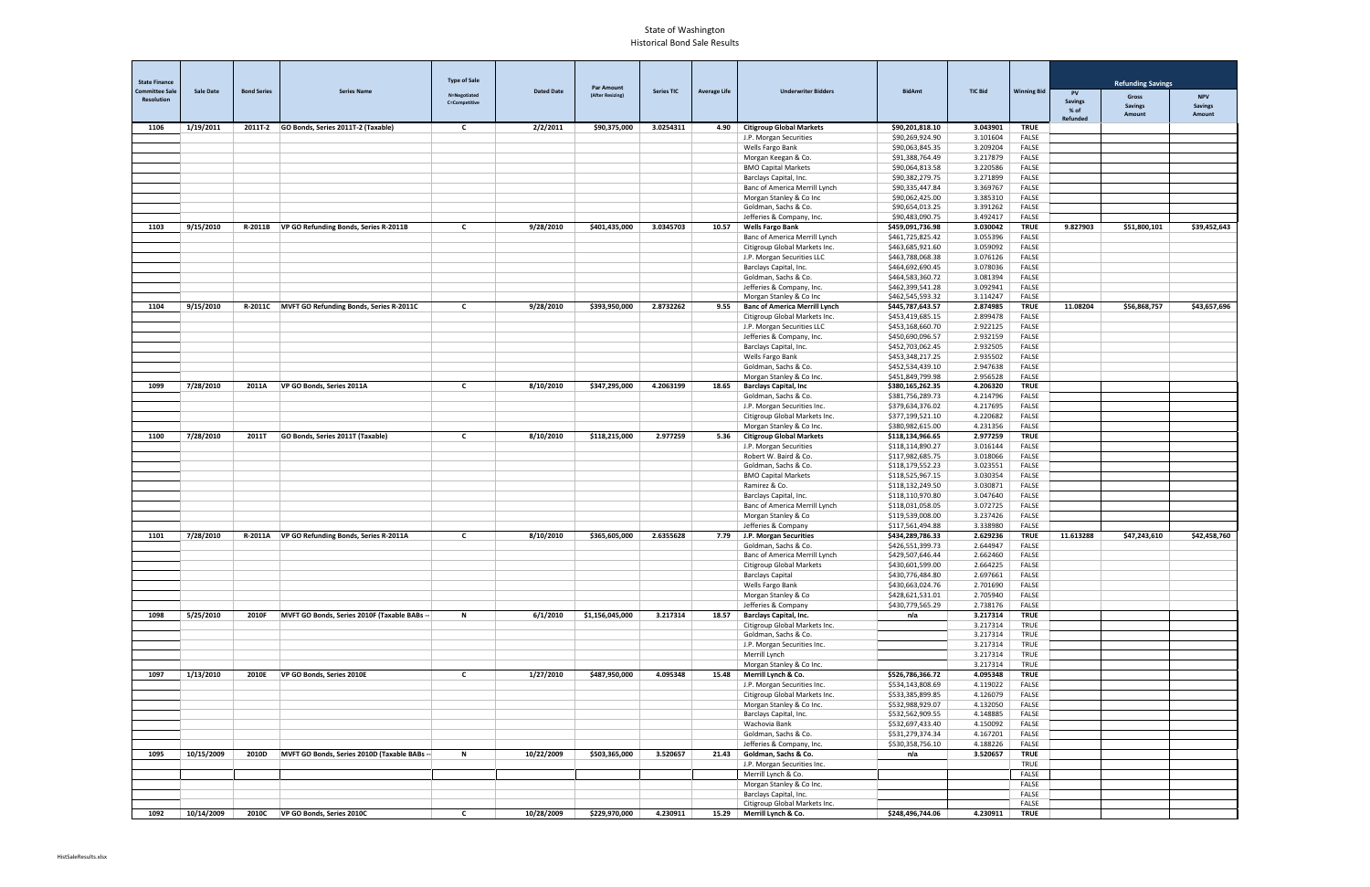# State of Washington
## Historical Bond Sale Results

| State Finance Committee Sale Resolution | Sale Date | Bond Series | Series Name | Type of Sale N=Negotiated C=Competitive | Dated Date | Par Amount (After Resizing) | Series TIC | Average Life | Underwriter Bidders | BidAmt | TIC Bid | Winning Bid | Refunding Savings | | |
|---|---|---|---|---|---|---|---|---|---|---|---|---|---|---|---|
| | | | | | | | | | | | | | PV Savings % of Refunded | Gross Savings Amount | NPV Savings Amount |
| 1106 | 1/19/2011 | 2011T-2 | GO Bonds, Series 2011T-2 (Taxable) | C | 2/2/2011 | $90,375,000 | 3.0254311 | 4.90 | Citigroup Global Markets | $90,201,818.10 | 3.043901 | TRUE | | | |
| | | | | | | | | | J.P. Morgan Securities | $90,269,924.90 | 3.101604 | FALSE | | | |
| | | | | | | | | | Wells Fargo Bank | $90,063,845.35 | 3.209204 | FALSE | | | |
| | | | | | | | | | Morgan Keegan & Co. | $91,388,764.49 | 3.217879 | FALSE | | | |
| | | | | | | | | | BMO Capital Markets | $90,064,813.58 | 3.220586 | FALSE | | | |
| | | | | | | | | | Barclays Capital, Inc. | $90,382,279.75 | 3.271899 | FALSE | | | |
| | | | | | | | | | Banc of America Merrill Lynch | $90,335,447.84 | 3.369767 | FALSE | | | |
| | | | | | | | | | Morgan Stanley & Co Inc | $90,062,425.00 | 3.385310 | FALSE | | | |
| | | | | | | | | | Goldman, Sachs & Co. | $90,654,013.25 | 3.391262 | FALSE | | | |
| | | | | | | | | | Jefferies & Company, Inc. | $90,483,090.75 | 3.492417 | FALSE | | | |
| 1103 | 9/15/2010 | R-2011B | VP GO Refunding Bonds, Series R-2011B | C | 9/28/2010 | $401,435,000 | 3.0345703 | 10.57 | Wells Fargo Bank | $459,091,736.98 | 3.030042 | TRUE | 9.827903 | $51,800,101 | $39,452,643 |
| | | | | | | | | | Banc of America Merrill Lynch | $461,725,825.42 | 3.055396 | FALSE | | | |
| | | | | | | | | | Citigroup Global Markets Inc. | $463,685,921.60 | 3.059092 | FALSE | | | |
| | | | | | | | | | J.P. Morgan Securities LLC | $463,788,068.38 | 3.076126 | FALSE | | | |
| | | | | | | | | | Barclays Capital, Inc. | $464,692,690.45 | 3.078036 | FALSE | | | |
| | | | | | | | | | Goldman, Sachs & Co. | $464,583,360.72 | 3.081394 | FALSE | | | |
| | | | | | | | | | Jefferies & Company, Inc. | $462,399,541.28 | 3.092941 | FALSE | | | |
| | | | | | | | | | Morgan Stanley & Co Inc | $462,545,593.32 | 3.114247 | FALSE | | | |
| 1104 | 9/15/2010 | R-2011C | MVFT GO Refunding Bonds, Series R-2011C | C | 9/28/2010 | $393,950,000 | 2.8732262 | 9.55 | Banc of America Merrill Lynch | $445,787,643.57 | 2.874985 | TRUE | 11.08204 | $56,868,757 | $43,657,696 |
| | | | | | | | | | Citigroup Global Markets Inc. | $453,419,685.15 | 2.899478 | FALSE | | | |
| | | | | | | | | | J.P. Morgan Securities LLC | $453,168,660.70 | 2.922125 | FALSE | | | |
| | | | | | | | | | Jefferies & Company, Inc. | $450,690,096.57 | 2.932159 | FALSE | | | |
| | | | | | | | | | Barclays Capital, Inc. | $452,703,062.45 | 2.932505 | FALSE | | | |
| | | | | | | | | | Wells Fargo Bank | $453,348,217.25 | 2.935502 | FALSE | | | |
| | | | | | | | | | Goldman, Sachs & Co. | $452,534,439.10 | 2.947638 | FALSE | | | |
| | | | | | | | | | Morgan Stanley & Co Inc. | $451,849,799.98 | 2.956528 | FALSE | | | |
| 1099 | 7/28/2010 | 2011A | VP GO Bonds, Series 2011A | C | 8/10/2010 | $347,295,000 | 4.2063199 | 18.65 | Barclays Capital, Inc | $380,165,262.35 | 4.206320 | TRUE | | | |
| | | | | | | | | | Goldman, Sachs & Co. | $381,756,289.73 | 4.214796 | FALSE | | | |
| | | | | | | | | | J.P. Morgan Securities Inc. | $379,634,376.02 | 4.217695 | FALSE | | | |
| | | | | | | | | | Citigroup Global Markets Inc. | $377,199,521.10 | 4.220682 | FALSE | | | |
| | | | | | | | | | Morgan Stanley & Co Inc. | $380,982,615.00 | 4.231356 | FALSE | | | |
| 1100 | 7/28/2010 | 2011T | GO Bonds, Series 2011T (Taxable) | C | 8/10/2010 | $118,215,000 | 2.977259 | 5.36 | Citigroup Global Markets | $118,134,966.65 | 2.977259 | TRUE | | | |
| | | | | | | | | | J.P. Morgan Securities | $118,114,890.27 | 3.016144 | FALSE | | | |
| | | | | | | | | | Robert W. Baird & Co. | $117,982,685.75 | 3.018066 | FALSE | | | |
| | | | | | | | | | Goldman, Sachs & Co. | $118,179,552.23 | 3.023551 | FALSE | | | |
| | | | | | | | | | BMO Capital Markets | $118,525,967.15 | 3.030354 | FALSE | | | |
| | | | | | | | | | Ramirez & Co. | $118,132,249.50 | 3.030871 | FALSE | | | |
| | | | | | | | | | Barclays Capital, Inc. | $118,110,970.80 | 3.047640 | FALSE | | | |
| | | | | | | | | | Banc of America Merrill Lynch | $118,031,058.05 | 3.072725 | FALSE | | | |
| | | | | | | | | | Morgan Stanley & Co | $119,539,008.00 | 3.237426 | FALSE | | | |
| | | | | | | | | | Jefferies & Company | $117,661,494.88 | 3.338980 | FALSE | | | |
| 1101 | 7/28/2010 | R-2011A | VP GO Refunding Bonds, Series R-2011A | C | 8/10/2010 | $365,605,000 | 2.6355628 | 7.79 | J.P. Morgan Securities | $434,289,786.33 | 2.629236 | TRUE | 11.613288 | $47,243,610 | $42,458,760 |
| | | | | | | | | | Goldman, Sachs & Co. | $426,551,399.73 | 2.644947 | FALSE | | | |
| | | | | | | | | | Banc of America Merrill Lynch | $429,507,646.44 | 2.662460 | FALSE | | | |
| | | | | | | | | | Citigroup Global Markets | $430,601,599.00 | 2.664225 | FALSE | | | |
| | | | | | | | | | Barclays Capital | $430,776,484.80 | 2.697661 | FALSE | | | |
| | | | | | | | | | Wells Fargo Bank | $430,663,024.76 | 2.701690 | FALSE | | | |
| | | | | | | | | | Morgan Stanley & Co | $428,621,531.01 | 2.705940 | FALSE | | | |
| | | | | | | | | | Jefferies & Company | $430,779,565.29 | 2.738176 | FALSE | | | |
| 1098 | 5/25/2010 | 2010F | MVFT GO Bonds, Series 2010F (Taxable BABs -- | N | 6/1/2010 | $1,156,045,000 | 3.217314 | 18.57 | Barclays Capital, Inc. | n/a | 3.217314 | TRUE | | | |
| | | | | | | | | | Citigroup Global Markets Inc. | | 3.217314 | TRUE | | | |
| | | | | | | | | | Goldman, Sachs & Co. | | 3.217314 | TRUE | | | |
| | | | | | | | | | J.P. Morgan Securities Inc. | | 3.217314 | TRUE | | | |
| | | | | | | | | | Merrill Lynch | | 3.217314 | TRUE | | | |
| | | | | | | | | | Morgan Stanley & Co Inc. | | 3.217314 | TRUE | | | |
| 1097 | 1/13/2010 | 2010E | VP GO Bonds, Series 2010E | C | 1/27/2010 | $487,950,000 | 4.095348 | 15.48 | Merrill Lynch & Co. | $526,786,366.72 | 4.095348 | TRUE | | | |
| | | | | | | | | | J.P. Morgan Securities Inc. | $534,143,808.69 | 4.119022 | FALSE | | | |
| | | | | | | | | | Citigroup Global Markets Inc. | $533,385,899.85 | 4.126079 | FALSE | | | |
| | | | | | | | | | Morgan Stanley & Co Inc. | $532,988,929.07 | 4.132050 | FALSE | | | |
| | | | | | | | | | Barclays Capital, Inc. | $532,562,909.55 | 4.148885 | FALSE | | | |
| | | | | | | | | | Wachovia Bank | $532,697,433.40 | 4.150092 | FALSE | | | |
| | | | | | | | | | Goldman, Sachs & Co. | $531,279,374.34 | 4.167201 | FALSE | | | |
| | | | | | | | | | Jefferies & Company, Inc. | $530,358,756.10 | 4.188226 | FALSE | | | |
| 1095 | 10/15/2009 | 2010D | MVFT GO Bonds, Series 2010D (Taxable BABs -- | N | 10/22/2009 | $503,365,000 | 3.520657 | 21.43 | Goldman, Sachs & Co. | n/a | 3.520657 | TRUE | | | |
| | | | | | | | | | J.P. Morgan Securities Inc. | | | TRUE | | | |
| | | | | | | | | | Merrill Lynch & Co. | | | FALSE | | | |
| | | | | | | | | | Morgan Stanley & Co Inc. | | | FALSE | | | |
| | | | | | | | | | Barclays Capital, Inc. | | | FALSE | | | |
| | | | | | | | | | Citigroup Global Markets Inc. | | | FALSE | | | |
| 1092 | 10/14/2009 | 2010C | VP GO Bonds, Series 2010C | C | 10/28/2009 | $229,970,000 | 4.230911 | 15.29 | Merrill Lynch & Co. | $248,496,744.06 | 4.230911 | TRUE | | | |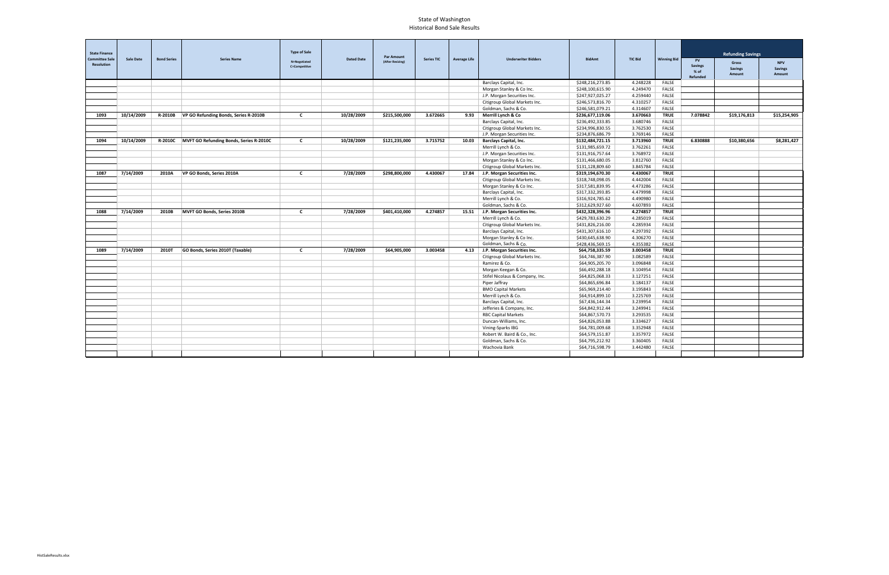# State of Washington
## Historical Bond Sale Results

| State Finance Committee Sale Resolution | Sale Date | Bond Series | Series Name | Type of Sale N=Negotiated C=Competitive | Dated Date | Par Amount (After Resizing) | Series TIC | Average Life | Underwriter Bidders | BidAmt | TIC Bid | Winning Bid | Refunding Savings | | |
|---|---|---|---|---|---|---|---|---|---|---|---|---|---|---|---|
| | | | | | | | | | | | | | PV Savings % of Refunded | Gross Savings Amount | NPV Savings Amount |
| | | | | | | | | | Barclays Capital, Inc. | $248,216,273.85 | 4.248228 | FALSE | | | |
| | | | | | | | | | Morgan Stanley & Co Inc. | $248,100,615.90 | 4.249470 | FALSE | | | |
| | | | | | | | | | J.P. Morgan Securities Inc. | $247,927,025.27 | 4.259440 | FALSE | | | |
| | | | | | | | | | Citigroup Global Markets Inc. | $246,573,816.70 | 4.310257 | FALSE | | | |
| | | | | | | | | | Goldman, Sachs & Co. | $246,581,079.21 | 4.314607 | FALSE | | | |
| **1093** | **10/14/2009** | **R-2010B** | **VP GO Refunding Bonds, Series R-2010B** | **C** | **10/28/2009** | **$215,500,000** | **3.672665** | **9.93** | **Merrill Lynch & Co** | **$236,677,119.06** | **3.670663** | **TRUE** | **7.078842** | **$19,176,813** | **$15,254,905** |
| | | | | | | | | | Barclays Capital, Inc. | $236,492,333.85 | 3.680746 | FALSE | | | |
| | | | | | | | | | Citigroup Global Markets Inc. | $234,996,830.55 | 3.762530 | FALSE | | | |
| | | | | | | | | | J.P. Morgan Securities Inc. | $234,876,686.79 | 3.769146 | FALSE | | | |
| **1094** | **10/14/2009** | **R-2010C** | **MVFT GO Refunding Bonds, Series R-2010C** | **C** | **10/28/2009** | **$121,235,000** | **3.715752** | **10.03** | **Barclays Capital, Inc.** | **$132,484,721.15** | **3.713960** | **TRUE** | **6.830888** | **$10,380,656** | **$8,281,427** |
| | | | | | | | | | Merrill Lynch & Co. | $131,985,659.72 | 3.762261 | FALSE | | | |
| | | | | | | | | | J.P. Morgan Securities Inc. | $131,916,757.64 | 3.768972 | FALSE | | | |
| | | | | | | | | | Morgan Stanley & Co Inc. | $131,466,680.05 | 3.812760 | FALSE | | | |
| | | | | | | | | | Citigroup Global Markets Inc. | $131,128,809.60 | 3.845784 | FALSE | | | |
| **1087** | **7/14/2009** | **2010A** | **VP GO Bonds, Series 2010A** | **C** | **7/28/2009** | **$298,800,000** | **4.430067** | **17.84** | **J.P. Morgan Securities Inc.** | **$319,194,670.30** | **4.430067** | **TRUE** | | | |
| | | | | | | | | | Citigroup Global Markets Inc. | $318,748,098.05 | 4.442004 | FALSE | | | |
| | | | | | | | | | Morgan Stanley & Co Inc. | $317,581,839.95 | 4.473286 | FALSE | | | |
| | | | | | | | | | Barclays Capital, Inc. | $317,332,393.85 | 4.479998 | FALSE | | | |
| | | | | | | | | | Merrill Lynch & Co. | $316,924,785.62 | 4.490980 | FALSE | | | |
| | | | | | | | | | Goldman, Sachs & Co. | $312,629,927.60 | 4.607893 | FALSE | | | |
| **1088** | **7/14/2009** | **2010B** | **MVFT GO Bonds, Series 2010B** | **C** | **7/28/2009** | **$401,410,000** | **4.274857** | **15.51** | **J.P. Morgan Securities Inc.** | **$432,328,396.96** | **4.274857** | **TRUE** | | | |
| | | | | | | | | | Merrill Lynch & Co. | $429,783,630.29 | 4.285019 | FALSE | | | |
| | | | | | | | | | Citigroup Global Markets Inc. | $431,826,216.00 | 4.285934 | FALSE | | | |
| | | | | | | | | | Barclays Capital, Inc. | $431,307,616.10 | 4.297392 | FALSE | | | |
| | | | | | | | | | Morgan Stanley & Co Inc. | $430,645,638.90 | 4.306270 | FALSE | | | |
| | | | | | | | | | Goldman, Sachs & Co. | $428,436,569.15 | 4.355382 | FALSE | | | |
| **1089** | **7/14/2009** | **2010T** | **GO Bonds, Series 2010T (Taxable)** | **C** | **7/28/2009** | **$64,905,000** | **3.003458** | **4.13** | **J.P. Morgan Securities Inc.** | **$64,758,335.59** | **3.003458** | **TRUE** | | | |
| | | | | | | | | | Citigroup Global Markets Inc. | $64,746,387.90 | 3.082589 | FALSE | | | |
| | | | | | | | | | Ramirez & Co. | $64,905,205.70 | 3.096848 | FALSE | | | |
| | | | | | | | | | Morgan Keegan & Co. | $66,492,288.18 | 3.104954 | FALSE | | | |
| | | | | | | | | | Stifel Nicolaus & Company, Inc. | $64,825,068.33 | 3.127251 | FALSE | | | |
| | | | | | | | | | Piper Jaffray | $64,865,696.84 | 3.184137 | FALSE | | | |
| | | | | | | | | | BMO Capital Markets | $65,969,214.40 | 3.195843 | FALSE | | | |
| | | | | | | | | | Merrill Lynch & Co. | $64,914,899.10 | 3.225769 | FALSE | | | |
| | | | | | | | | | Barclays Capital, Inc. | $67,436,144.34 | 3.239954 | FALSE | | | |
| | | | | | | | | | Jefferies & Company, Inc. | $64,842,912.44 | 3.249941 | FALSE | | | |
| | | | | | | | | | RBC Capital Markets | $64,867,570.73 | 3.293535 | FALSE | | | |
| | | | | | | | | | Duncan-Williams, Inc. | $64,826,053.88 | 3.334627 | FALSE | | | |
| | | | | | | | | | Vining-Sparks IBG | $64,781,009.68 | 3.352948 | FALSE | | | |
| | | | | | | | | | Robert W. Baird & Co., Inc. | $64,579,151.87 | 3.357972 | FALSE | | | |
| | | | | | | | | | Goldman, Sachs & Co. | $64,795,212.92 | 3.360405 | FALSE | | | |
| | | | | | | | | | Wachovia Bank | $64,716,598.79 | 3.442480 | FALSE | | | |

HistSaleResults.xlsx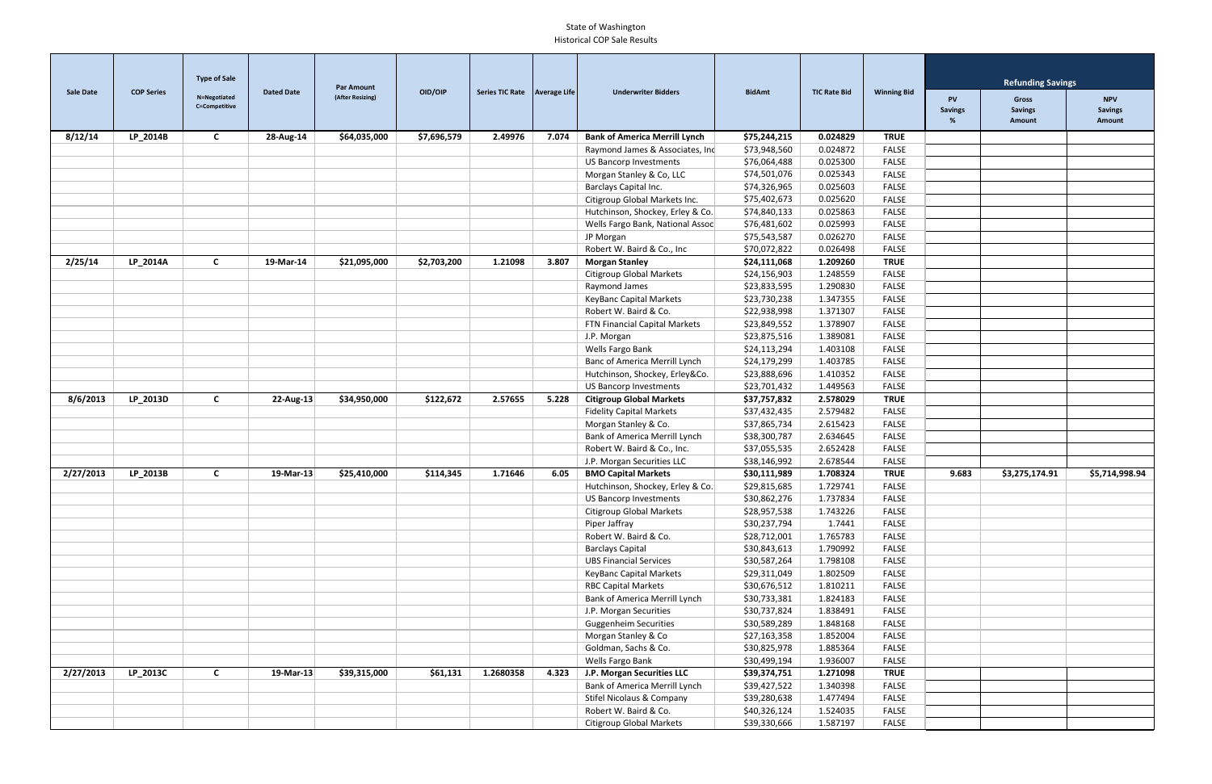State of Washington
Historical COP Sale Results

| Sale Date | COP Series | Type of Sale N=Negotiated C=Competitive | Dated Date | Par Amount (After Resizing) | OID/OIP | Series TIC Rate | Average Life | Underwriter Bidders | BidAmt | TIC Rate Bid | Winning Bid | Refunding Savings | | |
|---|---|---|---|---|---|---|---|---|---|---|---|---|---|---|
| | | | | | | | | | | | | PV Savings % | Gross Savings Amount | NPV Savings Amount |
| **8/12/14** | **LP_2014B** | **C** | **28-Aug-14** | **$64,035,000** | **$7,696,579** | **2.49976** | **7.074** | **Bank of America Merrill Lynch** | **$75,244,215** | **0.024829** | **TRUE** | | | |
| | | | | | | | | Raymond James & Associates, Inc | $73,948,560 | 0.024872 | FALSE | | | |
| | | | | | | | | US Bancorp Investments | $76,064,488 | 0.025300 | FALSE | | | |
| | | | | | | | | Morgan Stanley & Co, LLC | $74,501,076 | 0.025343 | FALSE | | | |
| | | | | | | | | Barclays Capital Inc. | $74,326,965 | 0.025603 | FALSE | | | |
| | | | | | | | | Citigroup Global Markets Inc. | $75,402,673 | 0.025620 | FALSE | | | |
| | | | | | | | | Hutchinson, Shockey, Erley & Co. | $74,840,133 | 0.025863 | FALSE | | | |
| | | | | | | | | Wells Fargo Bank, National Assoc | $76,481,602 | 0.025993 | FALSE | | | |
| | | | | | | | | JP Morgan | $75,543,587 | 0.026270 | FALSE | | | |
| | | | | | | | | Robert W. Baird & Co., Inc | $70,072,822 | 0.026498 | FALSE | | | |
| **2/25/14** | **LP_2014A** | **C** | **19-Mar-14** | **$21,095,000** | **$2,703,200** | **1.21098** | **3.807** | **Morgan Stanley** | **$24,111,068** | **1.209260** | **TRUE** | | | |
| | | | | | | | | Citigroup Global Markets | $24,156,903 | 1.248559 | FALSE | | | |
| | | | | | | | | Raymond James | $23,833,595 | 1.290830 | FALSE | | | |
| | | | | | | | | KeyBanc Capital Markets | $23,730,238 | 1.347355 | FALSE | | | |
| | | | | | | | | Robert W. Baird & Co. | $22,938,998 | 1.371307 | FALSE | | | |
| | | | | | | | | FTN Financial Capital Markets | $23,849,552 | 1.378907 | FALSE | | | |
| | | | | | | | | J.P. Morgan | $23,875,516 | 1.389081 | FALSE | | | |
| | | | | | | | | Wells Fargo Bank | $24,113,294 | 1.403108 | FALSE | | | |
| | | | | | | | | Banc of America Merrill Lynch | $24,179,299 | 1.403785 | FALSE | | | |
| | | | | | | | | Hutchinson, Shockey, Erley&Co. | $23,888,696 | 1.410352 | FALSE | | | |
| | | | | | | | | US Bancorp Investments | $23,701,432 | 1.449563 | FALSE | | | |
| **8/6/2013** | **LP_2013D** | **C** | **22-Aug-13** | **$34,950,000** | **$122,672** | **2.57655** | **5.228** | **Citigroup Global Markets** | **$37,757,832** | **2.578029** | **TRUE** | | | |
| | | | | | | | | Fidelity Capital Markets | $37,432,435 | 2.579482 | FALSE | | | |
| | | | | | | | | Morgan Stanley & Co. | $37,865,734 | 2.615423 | FALSE | | | |
| | | | | | | | | Bank of America Merrill Lynch | $38,300,787 | 2.634645 | FALSE | | | |
| | | | | | | | | Robert W. Baird & Co., Inc. | $37,055,535 | 2.652428 | FALSE | | | |
| | | | | | | | | J.P. Morgan Securities LLC | $38,146,992 | 2.678544 | FALSE | | | |
| **2/27/2013** | **LP_2013B** | **C** | **19-Mar-13** | **$25,410,000** | **$114,345** | **1.71646** | **6.05** | **BMO Capital Markets** | **$30,111,989** | **1.708324** | **TRUE** | **9.683** | **$3,275,174.91** | **$5,714,998.94** |
| | | | | | | | | Hutchinson, Shockey, Erley & Co. | $29,815,685 | 1.729741 | FALSE | | | |
| | | | | | | | | US Bancorp Investments | $30,862,276 | 1.737834 | FALSE | | | |
| | | | | | | | | Citigroup Global Markets | $28,957,538 | 1.743226 | FALSE | | | |
| | | | | | | | | Piper Jaffray | $30,237,794 | 1.7441 | FALSE | | | |
| | | | | | | | | Robert W. Baird & Co. | $28,712,001 | 1.765783 | FALSE | | | |
| | | | | | | | | Barclays Capital | $30,843,613 | 1.790992 | FALSE | | | |
| | | | | | | | | UBS Financial Services | $30,587,264 | 1.798108 | FALSE | | | |
| | | | | | | | | KeyBanc Capital Markets | $29,311,049 | 1.802509 | FALSE | | | |
| | | | | | | | | RBC Capital Markets | $30,676,512 | 1.810211 | FALSE | | | |
| | | | | | | | | Bank of America Merrill Lynch | $30,733,381 | 1.824183 | FALSE | | | |
| | | | | | | | | J.P. Morgan Securities | $30,737,824 | 1.838491 | FALSE | | | |
| | | | | | | | | Guggenheim Securities | $30,589,289 | 1.848168 | FALSE | | | |
| | | | | | | | | Morgan Stanley & Co | $27,163,358 | 1.852004 | FALSE | | | |
| | | | | | | | | Goldman, Sachs & Co. | $30,825,978 | 1.885364 | FALSE | | | |
| | | | | | | | | Wells Fargo Bank | $30,499,194 | 1.936007 | FALSE | | | |
| **2/27/2013** | **LP_2013C** | **C** | **19-Mar-13** | **$39,315,000** | **$61,131** | **1.2680358** | **4.323** | **J.P. Morgan Securities LLC** | **$39,374,751** | **1.271098** | **TRUE** | | | |
| | | | | | | | | Bank of America Merrill Lynch | $39,427,522 | 1.340398 | FALSE | | | |
| | | | | | | | | Stifel Nicolaus & Company | $39,280,638 | 1.477494 | FALSE | | | |
| | | | | | | | | Robert W. Baird & Co. | $40,326,124 | 1.524035 | FALSE | | | |
| | | | | | | | | Citigroup Global Markets | $39,330,666 | 1.587197 | FALSE | | | |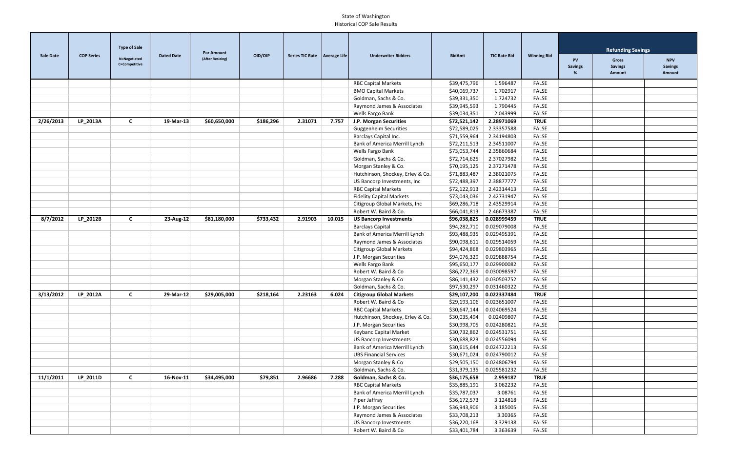State of Washington
Historical COP Sale Results

| Sale Date | COP Series | Type of Sale N=Negotiated C=Competitive | Dated Date | Par Amount (After Resizing) | OID/OIP | Series TIC Rate | Average Life | Underwriter Bidders | BidAmt | TIC Rate Bid | Winning Bid | Refunding Savings | | |
|---|---|---|---|---|---|---|---|---|---|---|---|---|---|---|
| | | | | | | | | | | | | PV Savings % | Gross Savings Amount | NPV Savings Amount |
| | | | | | | | | RBC Capital Markets | $39,475,796 | 1.596487 | FALSE | | | |
| | | | | | | | | BMO Capital Markets | $40,069,737 | 1.702917 | FALSE | | | |
| | | | | | | | | Goldman, Sachs & Co. | $39,331,350 | 1.724732 | FALSE | | | |
| | | | | | | | | Raymond James & Associates | $39,945,593 | 1.790445 | FALSE | | | |
| | | | | | | | | Wells Fargo Bank | $39,034,351 | 2.043999 | FALSE | | | |
| **2/26/2013** | **LP_2013A** | **C** | **19-Mar-13** | **$60,650,000** | **$186,296** | **2.31071** | **7.757** | **J.P. Morgan Securities** | **$72,521,142** | **2.28971069** | **TRUE** | | | |
| | | | | | | | | Guggenheim Securities | $72,589,025 | 2.33357588 | FALSE | | | |
| | | | | | | | | Barclays Capital Inc. | $71,559,964 | 2.34194803 | FALSE | | | |
| | | | | | | | | Bank of America Merrill Lynch | $72,211,513 | 2.34511007 | FALSE | | | |
| | | | | | | | | Wells Fargo Bank | $73,053,744 | 2.35860684 | FALSE | | | |
| | | | | | | | | Goldman, Sachs & Co. | $72,714,625 | 2.37027982 | FALSE | | | |
| | | | | | | | | Morgan Stanley & Co. | $70,195,125 | 2.37271478 | FALSE | | | |
| | | | | | | | | Hutchinson, Shockey, Erley & Co. | $71,883,487 | 2.38021075 | FALSE | | | |
| | | | | | | | | US Bancorp Investments, Inc | $72,488,397 | 2.38877777 | FALSE | | | |
| | | | | | | | | RBC Capital Markets | $72,122,913 | 2.42314413 | FALSE | | | |
| | | | | | | | | Fidelity Capital Markets | $73,043,036 | 2.42731947 | FALSE | | | |
| | | | | | | | | Citigroup Global Markets, Inc | $69,286,718 | 2.43529914 | FALSE | | | |
| | | | | | | | | Robert W. Baird & Co. | $66,041,813 | 2.46673387 | FALSE | | | |
| **8/7/2012** | **LP_2012B** | **C** | **23-Aug-12** | **$81,180,000** | **$733,432** | **2.91903** | **10.015** | **US Bancorp Investments** | **$96,038,825** | **0.028999459** | **TRUE** | | | |
| | | | | | | | | Barclays Capital | $94,282,710 | 0.029079008 | FALSE | | | |
| | | | | | | | | Bank of America Merrill Lynch | $93,488,935 | 0.029495391 | FALSE | | | |
| | | | | | | | | Raymond James & Associates | $90,098,611 | 0.029514059 | FALSE | | | |
| | | | | | | | | Citigroup Global Markets | $94,424,868 | 0.029803965 | FALSE | | | |
| | | | | | | | | J.P. Morgan Securities | $94,076,329 | 0.029888754 | FALSE | | | |
| | | | | | | | | Wells Fargo Bank | $95,650,177 | 0.029900082 | FALSE | | | |
| | | | | | | | | Robert W. Baird & Co | $86,272,369 | 0.030098597 | FALSE | | | |
| | | | | | | | | Morgan Stanley & Co | $86,141,432 | 0.030503752 | FALSE | | | |
| | | | | | | | | Goldman, Sachs & Co. | $97,530,297 | 0.031460322 | FALSE | | | |
| **3/13/2012** | **LP_2012A** | **C** | **29-Mar-12** | **$29,005,000** | **$218,164** | **2.23163** | **6.024** | **Citigroup Global Markets** | **$29,107,200** | **0.022337484** | **TRUE** | | | |
| | | | | | | | | Robert W. Baird & Co | $29,193,106 | 0.023651007 | FALSE | | | |
| | | | | | | | | RBC Capital Markets | $30,647,144 | 0.024069524 | FALSE | | | |
| | | | | | | | | Hutchinson, Shockey, Erley & Co. | $30,035,494 | 0.02409807 | FALSE | | | |
| | | | | | | | | J.P. Morgan Securities | $30,998,705 | 0.024280821 | FALSE | | | |
| | | | | | | | | Keybanc Capital Market | $30,732,862 | 0.024531751 | FALSE | | | |
| | | | | | | | | US Bancorp Investments | $30,688,823 | 0.024556094 | FALSE | | | |
| | | | | | | | | Bank of America Merrill Lynch | $30,615,644 | 0.024722213 | FALSE | | | |
| | | | | | | | | UBS Financial Services | $30,671,024 | 0.024790012 | FALSE | | | |
| | | | | | | | | Morgan Stanley & Co | $29,505,150 | 0.024806794 | FALSE | | | |
| | | | | | | | | Goldman, Sachs & Co. | $31,379,135 | 0.025581232 | FALSE | | | |
| **11/1/2011** | **LP_2011D** | **C** | **16-Nov-11** | **$34,495,000** | **$79,851** | **2.96686** | **7.288** | **Goldman, Sachs & Co.** | **$36,175,658** | **2.959187** | **TRUE** | | | |
| | | | | | | | | RBC Capital Markets | $35,885,191 | 3.062232 | FALSE | | | |
| | | | | | | | | Bank of America Merrill Lynch | $35,787,037 | 3.08761 | FALSE | | | |
| | | | | | | | | Piper Jaffray | $36,172,573 | 3.124818 | FALSE | | | |
| | | | | | | | | J.P. Morgan Securities | $36,943,906 | 3.185005 | FALSE | | | |
| | | | | | | | | Raymond James & Associates | $33,708,213 | 3.30365 | FALSE | | | |
| | | | | | | | | US Bancorp Investments | $36,220,168 | 3.329138 | FALSE | | | |
| | | | | | | | | Robert W. Baird & Co | $33,401,784 | 3.363639 | FALSE | | | |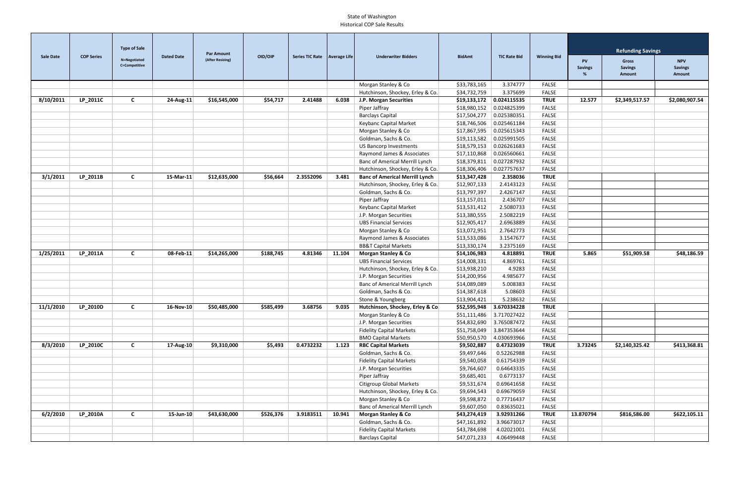State of Washington
Historical COP Sale Results

| Sale Date | COP Series | Type of Sale N=Negotiated C=Competitive | Dated Date | Par Amount (After Resizing) | OID/OIP | Series TIC Rate | Average Life | Underwriter Bidders | BidAmt | TIC Rate Bid | Winning Bid | Refunding Savings | | |
|---|---|---|---|---|---|---|---|---|---|---|---|---|---|---|
| | | | | | | | | | | | | PV Savings % | Gross Savings Amount | NPV Savings Amount |
| | | | | | | | | Morgan Stanley & Co | $33,783,165 | 3.374777 | FALSE | | | |
| | | | | | | | | Hutchinson, Shockey, Erley & Co. | $34,732,759 | 3.375699 | FALSE | | | |
| **8/10/2011** | **LP_2011C** | **C** | **24-Aug-11** | **$16,545,000** | **$54,717** | **2.41488** | **6.038** | **J.P. Morgan Securities** | **$19,133,172** | **0.024115535** | **TRUE** | **12.577** | **$2,349,517.57** | **$2,080,907.54** |
| | | | | | | | | Piper Jaffray | $18,980,152 | 0.024825399 | FALSE | | | |
| | | | | | | | | Barclays Capital | $17,504,277 | 0.025380351 | FALSE | | | |
| | | | | | | | | Keybanc Capital Market | $18,746,506 | 0.025461184 | FALSE | | | |
| | | | | | | | | Morgan Stanley & Co | $17,867,595 | 0.025615343 | FALSE | | | |
| | | | | | | | | Goldman, Sachs & Co. | $19,113,582 | 0.025991505 | FALSE | | | |
| | | | | | | | | US Bancorp Investments | $18,579,153 | 0.026261683 | FALSE | | | |
| | | | | | | | | Raymond James & Associates | $17,110,868 | 0.026560661 | FALSE | | | |
| | | | | | | | | Banc of Americal Merrill Lynch | $18,379,811 | 0.027287932 | FALSE | | | |
| | | | | | | | | Hutchinson, Shockey, Erley & Co. | $18,306,406 | 0.027757637 | FALSE | | | |
| **3/1/2011** | **LP_2011B** | **C** | **15-Mar-11** | **$12,635,000** | **$56,664** | **2.3552096** | **3.481** | **Banc of Americal Merrill Lynch** | **$13,347,428** | **2.358036** | **TRUE** | | | |
| | | | | | | | | Hutchinson, Shockey, Erley & Co. | $12,907,133 | 2.4143123 | FALSE | | | |
| | | | | | | | | Goldman, Sachs & Co. | $13,797,397 | 2.4267147 | FALSE | | | |
| | | | | | | | | Piper Jaffray | $13,157,011 | 2.436707 | FALSE | | | |
| | | | | | | | | Keybanc Capital Market | $13,531,412 | 2.5080733 | FALSE | | | |
| | | | | | | | | J.P. Morgan Securities | $13,380,555 | 2.5082219 | FALSE | | | |
| | | | | | | | | UBS Financial Services | $12,905,417 | 2.6963889 | FALSE | | | |
| | | | | | | | | Morgan Stanley & Co | $13,072,951 | 2.7642773 | FALSE | | | |
| | | | | | | | | Raymond James & Associates | $13,533,086 | 3.1547677 | FALSE | | | |
| | | | | | | | | BB&T Capital Markets | $13,330,174 | 3.2375169 | FALSE | | | |
| **1/25/2011** | **LP_2011A** | **C** | **08-Feb-11** | **$14,265,000** | **$188,745** | **4.81346** | **11.104** | **Morgan Stanley & Co** | **$14,106,983** | **4.818891** | **TRUE** | **5.865** | **$51,909.58** | **$48,186.59** |
| | | | | | | | | UBS Financial Services | $14,008,331 | 4.869761 | FALSE | | | |
| | | | | | | | | Hutchinson, Shockey, Erley & Co. | $13,938,210 | 4.9283 | FALSE | | | |
| | | | | | | | | J.P. Morgan Securities | $14,200,956 | 4.985677 | FALSE | | | |
| | | | | | | | | Banc of Americal Merrill Lynch | $14,089,089 | 5.008383 | FALSE | | | |
| | | | | | | | | Goldman, Sachs & Co. | $14,387,618 | 5.08603 | FALSE | | | |
| | | | | | | | | Stone & Youngberg | $13,904,421 | 5.238632 | FALSE | | | |
| **11/1/2010** | **LP_2010D** | **C** | **16-Nov-10** | **$50,485,000** | **$585,499** | **3.68756** | **9.035** | **Hutchinson, Shockey, Erley & Co** | **$52,595,948** | **3.670334228** | **TRUE** | | | |
| | | | | | | | | Morgan Stanley & Co | $51,111,486 | 3.717027422 | FALSE | | | |
| | | | | | | | | J.P. Morgan Securities | $54,832,690 | 3.765087472 | FALSE | | | |
| | | | | | | | | Fidelity Capital Markets | $51,758,049 | 3.847353644 | FALSE | | | |
| | | | | | | | | BMO Capital Markets | $50,950,570 | 4.030693966 | FALSE | | | |
| **8/3/2010** | **LP_2010C** | **C** | **17-Aug-10** | **$9,310,000** | **$5,493** | **0.4732232** | **1.123** | **RBC Capital Markets** | **$9,502,887** | **0.47323039** | **TRUE** | **3.73245** | **$2,140,325.42** | **$413,368.81** |
| | | | | | | | | Goldman, Sachs & Co. | $9,497,646 | 0.52262988 | FALSE | | | |
| | | | | | | | | Fidelity Capital Markets | $9,540,058 | 0.61754339 | FALSE | | | |
| | | | | | | | | J.P. Morgan Securities | $9,764,607 | 0.64643335 | FALSE | | | |
| | | | | | | | | Piper Jaffray | $9,685,401 | 0.6773137 | FALSE | | | |
| | | | | | | | | Citigroup Global Markets | $9,531,674 | 0.69641658 | FALSE | | | |
| | | | | | | | | Hutchinson, Shockey, Erley & Co. | $9,694,543 | 0.69679059 | FALSE | | | |
| | | | | | | | | Morgan Stanley & Co | $9,598,872 | 0.77716437 | FALSE | | | |
| | | | | | | | | Banc of Americal Merrill Lynch | $9,607,050 | 0.83635021 | FALSE | | | |
| **6/2/2010** | **LP_2010A** | **C** | **15-Jun-10** | **$43,630,000** | **$526,376** | **3.9183511** | **10.941** | **Morgan Stanley & Co** | **$43,274,419** | **3.92931266** | **TRUE** | **13.870794** | **$816,586.00** | **$622,105.11** |
| | | | | | | | | Goldman, Sachs & Co. | $47,161,892 | 3.96673017 | FALSE | | | |
| | | | | | | | | Fidelity Capital Markets | $43,784,698 | 4.02021001 | FALSE | | | |
| | | | | | | | | Barclays Capital | $47,071,233 | 4.06499448 | FALSE | | | |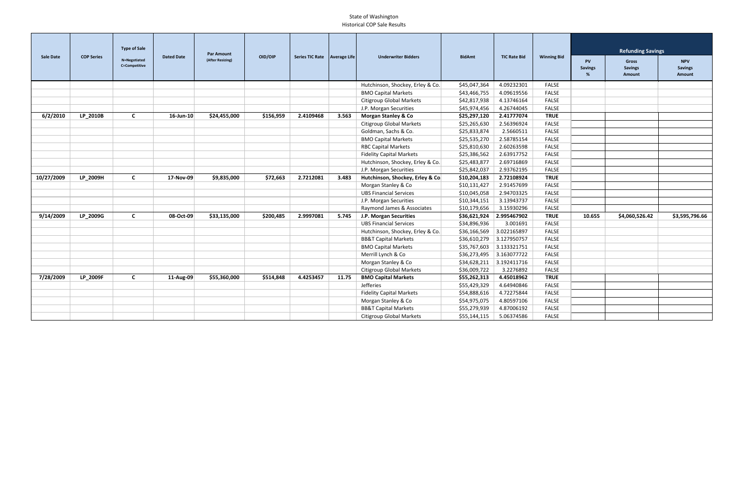State of Washington
Historical COP Sale Results

| Sale Date | COP Series | Type of Sale N=Negotiated C=Competitive | Dated Date | Par Amount (After Resizing) | OID/OIP | Series TIC Rate | Average Life | Underwriter Bidders | BidAmt | TIC Rate Bid | Winning Bid | Refunding Savings | | |
|---|---|---|---|---|---|---|---|---|---|---|---|---|---|---|
| | | | | | | | | | | | | PV Savings % | Gross Savings Amount | NPV Savings Amount |
| | | | | | | | | Hutchinson, Shockey, Erley & Co. | $45,047,364 | 4.09232301 | FALSE | | | |
| | | | | | | | | BMO Capital Markets | $43,466,755 | 4.09619556 | FALSE | | | |
| | | | | | | | | Citigroup Global Markets | $42,817,938 | 4.13746164 | FALSE | | | |
| | | | | | | | | J.P. Morgan Securities | $45,974,456 | 4.26744045 | FALSE | | | |
| **6/2/2010** | **LP_2010B** | **C** | **16-Jun-10** | **$24,455,000** | **$156,959** | **2.4109468** | **3.563** | **Morgan Stanley & Co** | **$25,297,120** | **2.41777074** | **TRUE** | | | |
| | | | | | | | | Citigroup Global Markets | $25,265,630 | 2.56396924 | FALSE | | | |
| | | | | | | | | Goldman, Sachs & Co. | $25,833,874 | 2.5660511 | FALSE | | | |
| | | | | | | | | BMO Capital Markets | $25,535,270 | 2.58785154 | FALSE | | | |
| | | | | | | | | RBC Capital Markets | $25,810,630 | 2.60263598 | FALSE | | | |
| | | | | | | | | Fidelity Capital Markets | $25,386,562 | 2.63917752 | FALSE | | | |
| | | | | | | | | Hutchinson, Shockey, Erley & Co. | $25,483,877 | 2.69716869 | FALSE | | | |
| | | | | | | | | J.P. Morgan Securities | $25,842,037 | 2.93762195 | FALSE | | | |
| **10/27/2009** | **LP_2009H** | **C** | **17-Nov-09** | **$9,835,000** | **$72,663** | **2.7212081** | **3.483** | **Hutchinson, Shockey, Erley & Co** | **$10,204,183** | **2.72108924** | **TRUE** | | | |
| | | | | | | | | Morgan Stanley & Co | $10,131,427 | 2.91457699 | FALSE | | | |
| | | | | | | | | UBS Financial Services | $10,045,058 | 2.94703325 | FALSE | | | |
| | | | | | | | | J.P. Morgan Securities | $10,344,151 | 3.13943737 | FALSE | | | |
| | | | | | | | | Raymond James & Associates | $10,179,656 | 3.15930296 | FALSE | | | |
| **9/14/2009** | **LP_2009G** | **C** | **08-Oct-09** | **$33,135,000** | **$200,485** | **2.9997081** | **5.745** | **J.P. Morgan Securities** | **$36,621,924** | **2.995467902** | **TRUE** | **10.655** | **$4,060,526.42** | **$3,595,796.66** |
| | | | | | | | | UBS Financial Services | $34,896,936 | 3.001691 | FALSE | | | |
| | | | | | | | | Hutchinson, Shockey, Erley & Co. | $36,166,569 | 3.022165897 | FALSE | | | |
| | | | | | | | | BB&T Capital Markets | $36,610,279 | 3.127950757 | FALSE | | | |
| | | | | | | | | BMO Capital Markets | $35,767,603 | 3.133321751 | FALSE | | | |
| | | | | | | | | Merrill Lynch & Co | $36,273,495 | 3.163077722 | FALSE | | | |
| | | | | | | | | Morgan Stanley & Co | $34,628,211 | 3.192411716 | FALSE | | | |
| | | | | | | | | Citigroup Global Markets | $36,009,722 | 3.2276892 | FALSE | | | |
| **7/28/2009** | **LP_2009F** | **C** | **11-Aug-09** | **$55,360,000** | **$514,848** | **4.4253457** | **11.75** | **BMO Capital Markets** | **$55,262,313** | **4.45018962** | **TRUE** | | | |
| | | | | | | | | Jefferies | $55,429,329 | 4.64940846 | FALSE | | | |
| | | | | | | | | Fidelity Capital Markets | $54,888,616 | 4.72275844 | FALSE | | | |
| | | | | | | | | Morgan Stanley & Co | $54,975,075 | 4.80597106 | FALSE | | | |
| | | | | | | | | BB&T Capital Markets | $55,279,939 | 4.87006192 | FALSE | | | |
| | | | | | | | | Citigroup Global Markets | $55,144,115 | 5.06374586 | FALSE | | | |